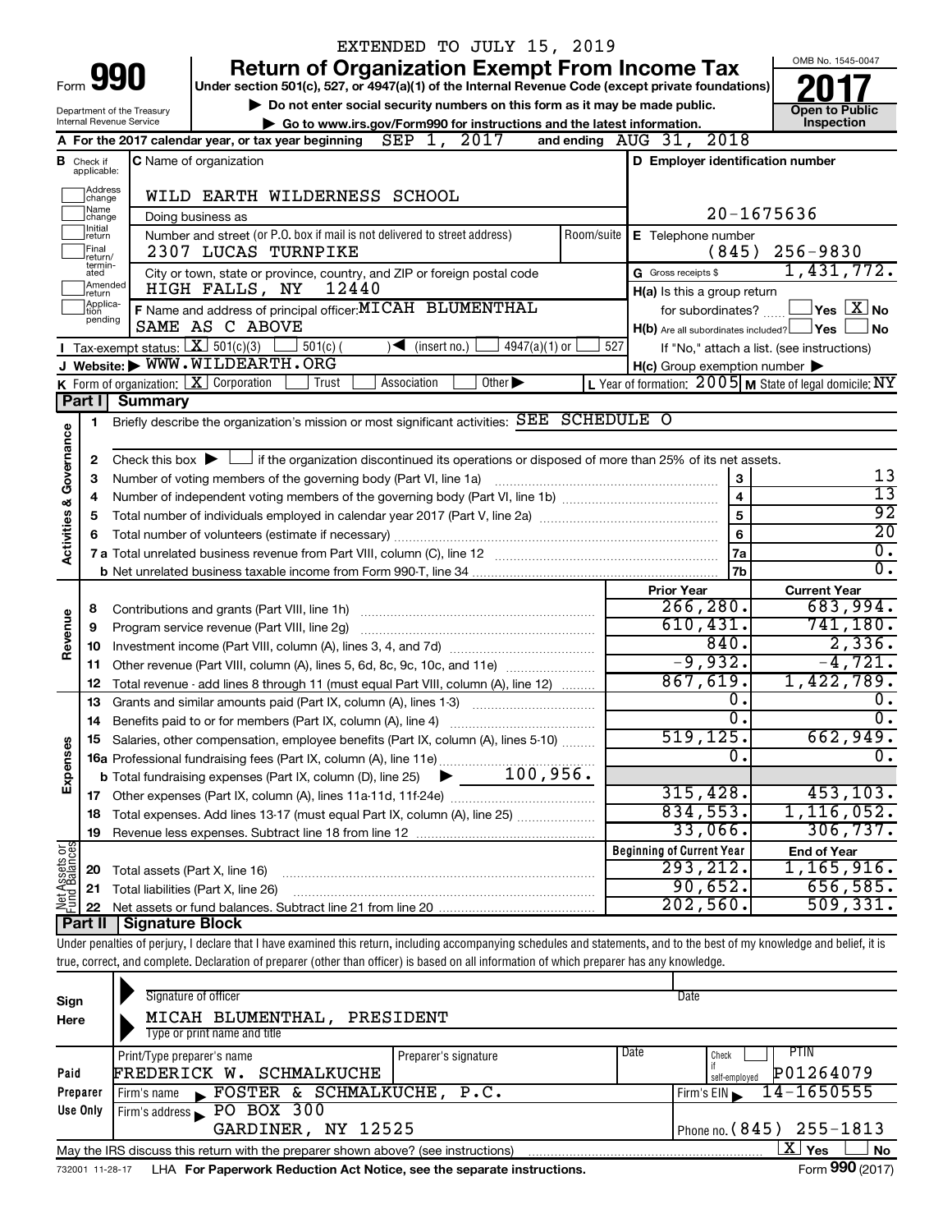EXTENDED TO JULY 15, 2019

Form **990**

# Return of Organization Exempt From Income Tax

Under section 501(c), 527, or 4947(a)(1) of the Internal Revenue Code (except private foundations)

▶ Do not enter social security numbers on this form as it may be made public.

▶ Go to www.irs.gov/Form990 for instructions and the latest information.

Department of the Treasury
Internal Revenue Service

OMB No. 1545-0047

**2017**

**Open to Public Inspection**

**A** For the 2017 calendar year, or tax year beginning SEP 1, 2017 and ending AUG 31, 2018

**B** Check if applicable: Address change / Name change / Initial return / Final return/terminated / Amended return / Application pending

**C** Name of organization: WILD EARTH WILDERNESS SCHOOL

Doing business as

Number and street (or P.O. box if mail is not delivered to street address): 2307 LUCAS TURNPIKE | Room/suite

City or town, state or province, country, and ZIP or foreign postal code: HIGH FALLS, NY 12440

**D** Employer identification number: 20-1675636

**E** Telephone number: (845) 256-9830

**G** Gross receipts $ 1,431,772.

**F** Name and address of principal officer: MICAH BLUMENTHAL, SAME AS C ABOVE

**H(a)** Is this a group return for subordinates? ☐ Yes ☒ No

**H(b)** Are all subordinates included? ☐ Yes ☐ No

If "No," attach a list. (see instructions)

**H(c)** Group exemption number ▶

**I** Tax-exempt status: ☒ 501(c)(3) ☐ 501(c) ( ) ◀ (insert no.) ☐ 4947(a)(1) or ☐ 527

**J** Website: ▶ WWW.WILDEARTH.ORG

**K** Form of organization: ☒ Corporation ☐ Trust ☐ Association ☐ Other ▶

**L** Year of formation: 2005 **M** State of legal domicile: NY

## Part I Summary

**Activities & Governance**

1 Briefly describe the organization's mission or most significant activities: SEE SCHEDULE O

2 Check this box ▶ ☐ if the organization discontinued its operations or disposed of more than 25% of its net assets.

| | | | |
|---|---|---|---|
| 3 | Number of voting members of the governing body (Part VI, line 1a) | 3 | 13 |
| 4 | Number of independent voting members of the governing body (Part VI, line 1b) | 4 | 13 |
| 5 | Total number of individuals employed in calendar year 2017 (Part V, line 2a) | 5 | 92 |
| 6 | Total number of volunteers (estimate if necessary) | 6 | 20 |
| 7a | Total unrelated business revenue from Part VIII, column (C), line 12 | 7a | 0. |
| b | Net unrelated business taxable income from Form 990-T, line 34 | 7b | 0. |

| | | | Prior Year | Current Year |
|---|---|---|---|---|
| **Revenue** | 8 | Contributions and grants (Part VIII, line 1h) | 266,280. | 683,994. |
| | 9 | Program service revenue (Part VIII, line 2g) | 610,431. | 741,180. |
| | 10 | Investment income (Part VIII, column (A), lines 3, 4, and 7d) | 840. | 2,336. |
| | 11 | Other revenue (Part VIII, column (A), lines 5, 6d, 8c, 9c, 10c, and 11e) | -9,932. | -4,721. |
| | 12 | Total revenue - add lines 8 through 11 (must equal Part VIII, column (A), line 12) | 867,619. | 1,422,789. |
| **Expenses** | 13 | Grants and similar amounts paid (Part IX, column (A), lines 1-3) | 0. | 0. |
| | 14 | Benefits paid to or for members (Part IX, column (A), line 4) | 0. | 0. |
| | 15 | Salaries, other compensation, employee benefits (Part IX, column (A), lines 5-10) | 519,125. | 662,949. |
| | 16a | Professional fundraising fees (Part IX, column (A), line 11e) | 0. | 0. |
| | b | Total fundraising expenses (Part IX, column (D), line 25) ▶ 100,956. | | |
| | 17 | Other expenses (Part IX, column (A), lines 11a-11d, 11f-24e) | 315,428. | 453,103. |
| | 18 | Total expenses. Add lines 13-17 (must equal Part IX, column (A), line 25) | 834,553. | 1,116,052. |
| | 19 | Revenue less expenses. Subtract line 18 from line 12 | 33,066. | 306,737. |
| | | | **Beginning of Current Year** | **End of Year** |
| **Net Assets or Fund Balances** | 20 | Total assets (Part X, line 16) | 293,212. | 1,165,916. |
| | 21 | Total liabilities (Part X, line 26) | 90,652. | 656,585. |
| | 22 | Net assets or fund balances. Subtract line 21 from line 20 | 202,560. | 509,331. |

## Part II Signature Block

Under penalties of perjury, I declare that I have examined this return, including accompanying schedules and statements, and to the best of my knowledge and belief, it is true, correct, and complete. Declaration of preparer (other than officer) is based on all information of which preparer has any knowledge.

**Sign Here**

Signature of officer | Date

MICAH BLUMENTHAL, PRESIDENT
Type or print name and title

**Paid Preparer Use Only**

| Print/Type preparer's name | Preparer's signature | Date | Check if self-employed | PTIN |
|---|---|---|---|---|
| FREDERICK W. SCHMALKUCHE | | | ☐ | P01264079 |

Firm's name ▶ FOSTER & SCHMALKUCHE, P.C. | Firm's EIN ▶ 14-1650555

Firm's address ▶ PO BOX 300, GARDINER, NY 12525 | Phone no. (845) 255-1813

May the IRS discuss this return with the preparer shown above? (see instructions) ☒ Yes ☐ No

732001 11-28-17 LHA For Paperwork Reduction Act Notice, see the separate instructions. Form **990** (2017)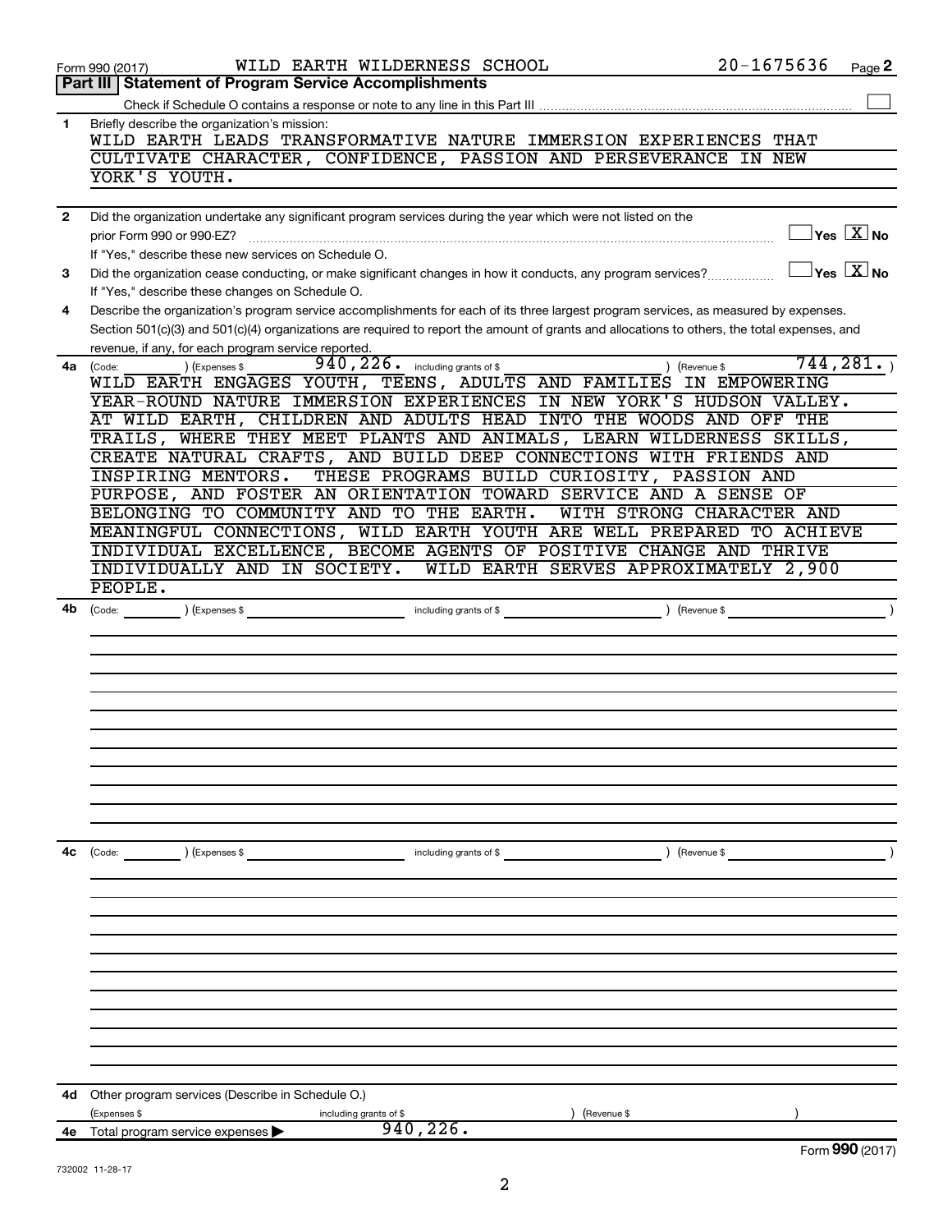Form 990 (2017) WILD EARTH WILDERNESS SCHOOL 20-1675636 Page **2**

## Part III | Statement of Program Service Accomplishments

Check if Schedule O contains a response or note to any line in this Part III ☐

**1** Briefly describe the organization's mission:

WILD EARTH LEADS TRANSFORMATIVE NATURE IMMERSION EXPERIENCES THAT CULTIVATE CHARACTER, CONFIDENCE, PASSION AND PERSEVERANCE IN NEW YORK'S YOUTH.

**2** Did the organization undertake any significant program services during the year which were not listed on the prior Form 990 or 990-EZ? ☐ Yes ☒ No

If "Yes," describe these new services on Schedule O.

**3** Did the organization cease conducting, or make significant changes in how it conducts, any program services? ☐ Yes ☒ No

If "Yes," describe these changes on Schedule O.

**4** Describe the organization's program service accomplishments for each of its three largest program services, as measured by expenses. Section 501(c)(3) and 501(c)(4) organizations are required to report the amount of grants and allocations to others, the total expenses, and revenue, if any, for each program service reported.

**4a** (Code: ) (Expenses $ 940,226. including grants of $ ) (Revenue $ 744,281. )

WILD EARTH ENGAGES YOUTH, TEENS, ADULTS AND FAMILIES IN EMPOWERING YEAR-ROUND NATURE IMMERSION EXPERIENCES IN NEW YORK'S HUDSON VALLEY. AT WILD EARTH, CHILDREN AND ADULTS HEAD INTO THE WOODS AND OFF THE TRAILS, WHERE THEY MEET PLANTS AND ANIMALS, LEARN WILDERNESS SKILLS, CREATE NATURAL CRAFTS, AND BUILD DEEP CONNECTIONS WITH FRIENDS AND INSPIRING MENTORS. THESE PROGRAMS BUILD CURIOSITY, PASSION AND PURPOSE, AND FOSTER AN ORIENTATION TOWARD SERVICE AND A SENSE OF BELONGING TO COMMUNITY AND TO THE EARTH. WITH STRONG CHARACTER AND MEANINGFUL CONNECTIONS, WILD EARTH YOUTH ARE WELL PREPARED TO ACHIEVE INDIVIDUAL EXCELLENCE, BECOME AGENTS OF POSITIVE CHANGE AND THRIVE INDIVIDUALLY AND IN SOCIETY. WILD EARTH SERVES APPROXIMATELY 2,900 PEOPLE.

**4b** (Code: ) (Expenses $ including grants of $ ) (Revenue $ )

**4c** (Code: ) (Expenses $ including grants of $ ) (Revenue $ )

**4d** Other program services (Describe in Schedule O.)

(Expenses $ including grants of $ ) (Revenue $ )

**4e** Total program service expenses ▶ 940,226.

Form **990** (2017)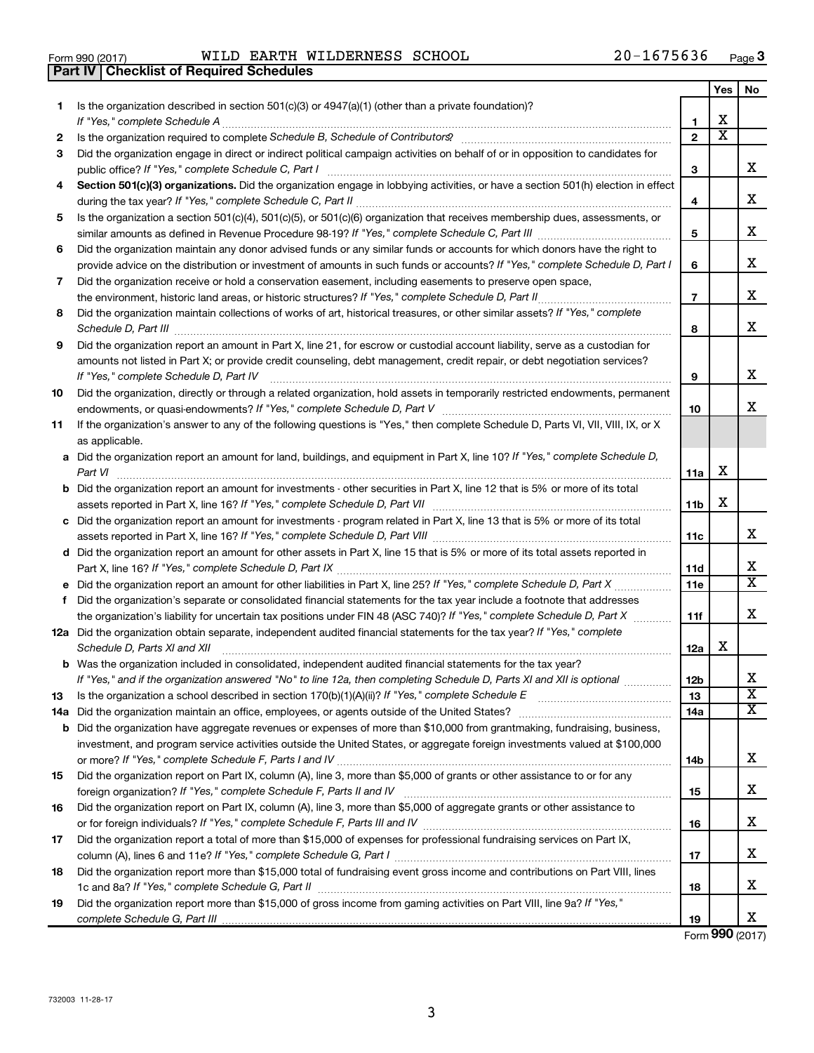Form 990 (2017) WILD EARTH WILDERNESS SCHOOL 20-1675636 Page 3

## Part IV | Checklist of Required Schedules

| | | | Yes | No |
|---|---|---|---|---|
| 1 | Is the organization described in section 501(c)(3) or 4947(a)(1) (other than a private foundation)? *If "Yes," complete Schedule A* | 1 | X | |
| 2 | Is the organization required to complete *Schedule B, Schedule of Contributors*? | 2 | X | |
| 3 | Did the organization engage in direct or indirect political campaign activities on behalf of or in opposition to candidates for public office? *If "Yes," complete Schedule C, Part I* | 3 | | X |
| 4 | **Section 501(c)(3) organizations.** Did the organization engage in lobbying activities, or have a section 501(h) election in effect during the tax year? *If "Yes," complete Schedule C, Part II* | 4 | | X |
| 5 | Is the organization a section 501(c)(4), 501(c)(5), or 501(c)(6) organization that receives membership dues, assessments, or similar amounts as defined in Revenue Procedure 98-19? *If "Yes," complete Schedule C, Part III* | 5 | | X |
| 6 | Did the organization maintain any donor advised funds or any similar funds or accounts for which donors have the right to provide advice on the distribution or investment of amounts in such funds or accounts? *If "Yes," complete Schedule D, Part I* | 6 | | X |
| 7 | Did the organization receive or hold a conservation easement, including easements to preserve open space, the environment, historic land areas, or historic structures? *If "Yes," complete Schedule D, Part II* | 7 | | X |
| 8 | Did the organization maintain collections of works of art, historical treasures, or other similar assets? *If "Yes," complete Schedule D, Part III* | 8 | | X |
| 9 | Did the organization report an amount in Part X, line 21, for escrow or custodial account liability, serve as a custodian for amounts not listed in Part X; or provide credit counseling, debt management, credit repair, or debt negotiation services? *If "Yes," complete Schedule D, Part IV* | 9 | | X |
| 10 | Did the organization, directly or through a related organization, hold assets in temporarily restricted endowments, permanent endowments, or quasi-endowments? *If "Yes," complete Schedule D, Part V* | 10 | | X |
| 11 | If the organization's answer to any of the following questions is "Yes," then complete Schedule D, Parts VI, VII, VIII, IX, or X as applicable. | | | |
| a | Did the organization report an amount for land, buildings, and equipment in Part X, line 10? *If "Yes," complete Schedule D, Part VI* | 11a | X | |
| b | Did the organization report an amount for investments - other securities in Part X, line 12 that is 5% or more of its total assets reported in Part X, line 16? *If "Yes," complete Schedule D, Part VII* | 11b | X | |
| c | Did the organization report an amount for investments - program related in Part X, line 13 that is 5% or more of its total assets reported in Part X, line 16? *If "Yes," complete Schedule D, Part VIII* | 11c | | X |
| d | Did the organization report an amount for other assets in Part X, line 15 that is 5% or more of its total assets reported in Part X, line 16? *If "Yes," complete Schedule D, Part IX* | 11d | | X |
| e | Did the organization report an amount for other liabilities in Part X, line 25? *If "Yes," complete Schedule D, Part X* | 11e | | X |
| f | Did the organization's separate or consolidated financial statements for the tax year include a footnote that addresses the organization's liability for uncertain tax positions under FIN 48 (ASC 740)? *If "Yes," complete Schedule D, Part X* | 11f | | X |
| 12a | Did the organization obtain separate, independent audited financial statements for the tax year? *If "Yes," complete Schedule D, Parts XI and XII* | 12a | X | |
| b | Was the organization included in consolidated, independent audited financial statements for the tax year? *If "Yes," and if the organization answered "No" to line 12a, then completing Schedule D, Parts XI and XII is optional* | 12b | | X |
| 13 | Is the organization a school described in section 170(b)(1)(A)(ii)? *If "Yes," complete Schedule E* | 13 | | X |
| 14a | Did the organization maintain an office, employees, or agents outside of the United States? | 14a | | X |
| b | Did the organization have aggregate revenues or expenses of more than $10,000 from grantmaking, fundraising, business, investment, and program service activities outside the United States, or aggregate foreign investments valued at $100,000 or more? *If "Yes," complete Schedule F, Parts I and IV* | 14b | | X |
| 15 | Did the organization report on Part IX, column (A), line 3, more than $5,000 of grants or other assistance to or for any foreign organization? *If "Yes," complete Schedule F, Parts II and IV* | 15 | | X |
| 16 | Did the organization report on Part IX, column (A), line 3, more than $5,000 of aggregate grants or other assistance to or for foreign individuals? *If "Yes," complete Schedule F, Parts III and IV* | 16 | | X |
| 17 | Did the organization report a total of more than $15,000 of expenses for professional fundraising services on Part IX, column (A), lines 6 and 11e? *If "Yes," complete Schedule G, Part I* | 17 | | X |
| 18 | Did the organization report more than $15,000 total of fundraising event gross income and contributions on Part VIII, lines 1c and 8a? *If "Yes," complete Schedule G, Part II* | 18 | | X |
| 19 | Did the organization report more than $15,000 of gross income from gaming activities on Part VIII, line 9a? *If "Yes," complete Schedule G, Part III* | 19 | | X |

Form **990** (2017)

732003 11-28-17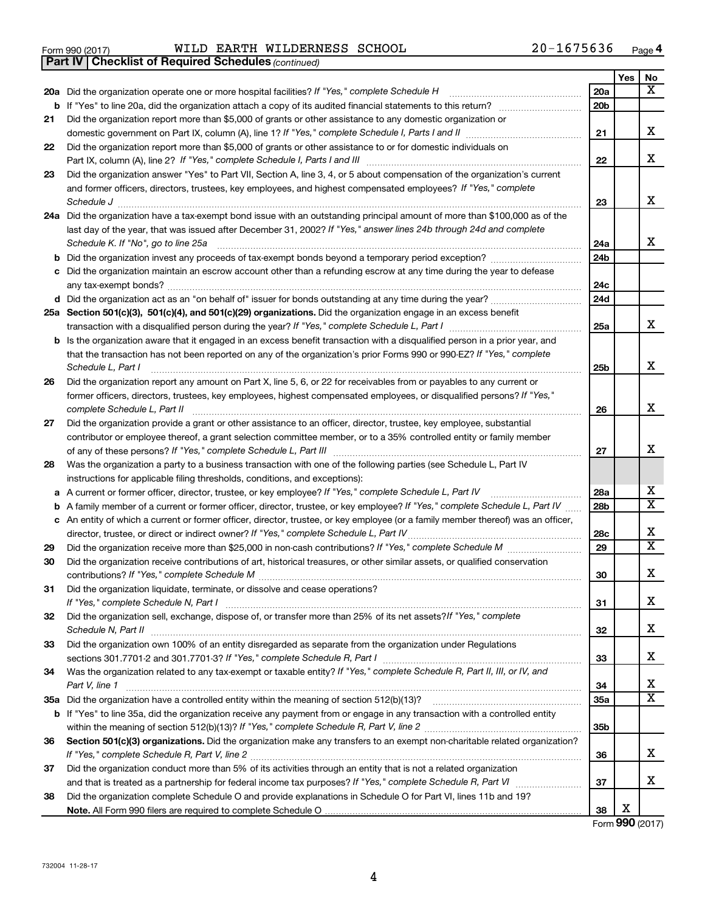Form 990 (2017) WILD EARTH WILDERNESS SCHOOL 20-1675636

**Part IV | Checklist of Required Schedules** *(continued)*

| | | | Yes | No |
|---|---|---|---|---|
| **20a** | Did the organization operate one or more hospital facilities? *If "Yes," complete Schedule H* | **20a** | | X |
| **b** | If "Yes" to line 20a, did the organization attach a copy of its audited financial statements to this return? | **20b** | | |
| **21** | Did the organization report more than $5,000 of grants or other assistance to any domestic organization or domestic government on Part IX, column (A), line 1? *If "Yes," complete Schedule I, Parts I and II* | **21** | | X |
| **22** | Did the organization report more than $5,000 of grants or other assistance to or for domestic individuals on Part IX, column (A), line 2? *If "Yes," complete Schedule I, Parts I and III* | **22** | | X |
| **23** | Did the organization answer "Yes" to Part VII, Section A, line 3, 4, or 5 about compensation of the organization's current and former officers, directors, trustees, key employees, and highest compensated employees? *If "Yes," complete Schedule J* | **23** | | X |
| **24a** | Did the organization have a tax-exempt bond issue with an outstanding principal amount of more than $100,000 as of the last day of the year, that was issued after December 31, 2002? *If "Yes," answer lines 24b through 24d and complete Schedule K. If "No", go to line 25a* | **24a** | | X |
| **b** | Did the organization invest any proceeds of tax-exempt bonds beyond a temporary period exception? | **24b** | | |
| **c** | Did the organization maintain an escrow account other than a refunding escrow at any time during the year to defease any tax-exempt bonds? | **24c** | | |
| **d** | Did the organization act as an "on behalf of" issuer for bonds outstanding at any time during the year? | **24d** | | |
| **25a** | **Section 501(c)(3), 501(c)(4), and 501(c)(29) organizations.** Did the organization engage in an excess benefit transaction with a disqualified person during the year? *If "Yes," complete Schedule L, Part I* | **25a** | | X |
| **b** | Is the organization aware that it engaged in an excess benefit transaction with a disqualified person in a prior year, and that the transaction has not been reported on any of the organization's prior Forms 990 or 990-EZ? *If "Yes," complete Schedule L, Part I* | **25b** | | X |
| **26** | Did the organization report any amount on Part X, line 5, 6, or 22 for receivables from or payables to any current or former officers, directors, trustees, key employees, highest compensated employees, or disqualified persons? *If "Yes," complete Schedule L, Part II* | **26** | | X |
| **27** | Did the organization provide a grant or other assistance to an officer, director, trustee, key employee, substantial contributor or employee thereof, a grant selection committee member, or to a 35% controlled entity or family member of any of these persons? *If "Yes," complete Schedule L, Part III* | **27** | | X |
| **28** | Was the organization a party to a business transaction with one of the following parties (see Schedule L, Part IV instructions for applicable filing thresholds, conditions, and exceptions): | | | |
| **a** | A current or former officer, director, trustee, or key employee? *If "Yes," complete Schedule L, Part IV* | **28a** | | X |
| **b** | A family member of a current or former officer, director, trustee, or key employee? *If "Yes," complete Schedule L, Part IV* | **28b** | | X |
| **c** | An entity of which a current or former officer, director, trustee, or key employee (or a family member thereof) was an officer, director, trustee, or direct or indirect owner? *If "Yes," complete Schedule L, Part IV* | **28c** | | X |
| **29** | Did the organization receive more than $25,000 in non-cash contributions? *If "Yes," complete Schedule M* | **29** | | X |
| **30** | Did the organization receive contributions of art, historical treasures, or other similar assets, or qualified conservation contributions? *If "Yes," complete Schedule M* | **30** | | X |
| **31** | Did the organization liquidate, terminate, or dissolve and cease operations? *If "Yes," complete Schedule N, Part I* | **31** | | X |
| **32** | Did the organization sell, exchange, dispose of, or transfer more than 25% of its net assets? *If "Yes," complete Schedule N, Part II* | **32** | | X |
| **33** | Did the organization own 100% of an entity disregarded as separate from the organization under Regulations sections 301.7701-2 and 301.7701-3? *If "Yes," complete Schedule R, Part I* | **33** | | X |
| **34** | Was the organization related to any tax-exempt or taxable entity? *If "Yes," complete Schedule R, Part II, III, or IV, and Part V, line 1* | **34** | | X |
| **35a** | Did the organization have a controlled entity within the meaning of section 512(b)(13)? | **35a** | | X |
| **b** | If "Yes" to line 35a, did the organization receive any payment from or engage in any transaction with a controlled entity within the meaning of section 512(b)(13)? *If "Yes," complete Schedule R, Part V, line 2* | **35b** | | |
| **36** | **Section 501(c)(3) organizations.** Did the organization make any transfers to an exempt non-charitable related organization? *If "Yes," complete Schedule R, Part V, line 2* | **36** | | X |
| **37** | Did the organization conduct more than 5% of its activities through an entity that is not a related organization and that is treated as a partnership for federal income tax purposes? *If "Yes," complete Schedule R, Part VI* | **37** | | X |
| **38** | Did the organization complete Schedule O and provide explanations in Schedule O for Part VI, lines 11b and 19? **Note.** All Form 990 filers are required to complete Schedule O | **38** | X | |

Form **990** (2017)

732004 11-28-17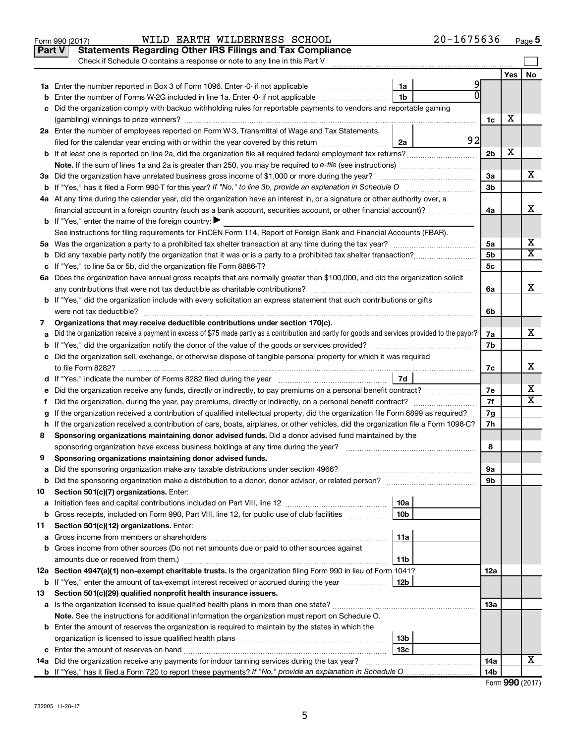Form 990 (2017) WILD EARTH WILDERNESS SCHOOL 20-1675636 Page 5

**Part V Statements Regarding Other IRS Filings and Tax Compliance**

Check if Schedule O contains a response or note to any line in this Part V

| | | | | | Yes | No |
|---|---|---|---|---|---|---|
| 1a | Enter the number reported in Box 3 of Form 1096. Enter -0- if not applicable | 1a | 9 | | | |
| b | Enter the number of Forms W-2G included in line 1a. Enter -0- if not applicable | 1b | 0 | | | |
| c | Did the organization comply with backup withholding rules for reportable payments to vendors and reportable gaming (gambling) winnings to prize winners? | | | 1c | X | |
| 2a | Enter the number of employees reported on Form W-3, Transmittal of Wage and Tax Statements, filed for the calendar year ending with or within the year covered by this return | 2a | 92 | | | |
| b | If at least one is reported on line 2a, did the organization file all required federal employment tax returns? | | | 2b | X | |
| | **Note.** If the sum of lines 1a and 2a is greater than 250, you may be required to e-file (see instructions) | | | | | |
| 3a | Did the organization have unrelated business gross income of $1,000 or more during the year? | | | 3a | | X |
| b | If "Yes," has it filed a Form 990-T for this year? *If "No," to line 3b, provide an explanation in Schedule O* | | | 3b | | |
| 4a | At any time during the calendar year, did the organization have an interest in, or a signature or other authority over, a financial account in a foreign country (such as a bank account, securities account, or other financial account)? | | | 4a | | X |
| b | If "Yes," enter the name of the foreign country: ▶ | | | | | |
| | See instructions for filing requirements for FinCEN Form 114, Report of Foreign Bank and Financial Accounts (FBAR). | | | | | |
| 5a | Was the organization a party to a prohibited tax shelter transaction at any time during the tax year? | | | 5a | | X |
| b | Did any taxable party notify the organization that it was or is a party to a prohibited tax shelter transaction? | | | 5b | | X |
| c | If "Yes," to line 5a or 5b, did the organization file Form 8886-T? | | | 5c | | |
| 6a | Does the organization have annual gross receipts that are normally greater than $100,000, and did the organization solicit any contributions that were not tax deductible as charitable contributions? | | | 6a | | X |
| b | If "Yes," did the organization include with every solicitation an express statement that such contributions or gifts were not tax deductible? | | | 6b | | |
| 7 | **Organizations that may receive deductible contributions under section 170(c).** | | | | | |
| a | Did the organization receive a payment in excess of $75 made partly as a contribution and partly for goods and services provided to the payor? | | | 7a | | X |
| b | If "Yes," did the organization notify the donor of the value of the goods or services provided? | | | 7b | | |
| c | Did the organization sell, exchange, or otherwise dispose of tangible personal property for which it was required to file Form 8282? | | | 7c | | X |
| d | If "Yes," indicate the number of Forms 8282 filed during the year | 7d | | | | |
| e | Did the organization receive any funds, directly or indirectly, to pay premiums on a personal benefit contract? | | | 7e | | X |
| f | Did the organization, during the year, pay premiums, directly or indirectly, on a personal benefit contract? | | | 7f | | X |
| g | If the organization received a contribution of qualified intellectual property, did the organization file Form 8899 as required? | | | 7g | | |
| h | If the organization received a contribution of cars, boats, airplanes, or other vehicles, did the organization file a Form 1098-C? | | | 7h | | |
| 8 | **Sponsoring organizations maintaining donor advised funds.** Did a donor advised fund maintained by the sponsoring organization have excess business holdings at any time during the year? | | | 8 | | |
| 9 | **Sponsoring organizations maintaining donor advised funds.** | | | | | |
| a | Did the sponsoring organization make any taxable distributions under section 4966? | | | 9a | | |
| b | Did the sponsoring organization make a distribution to a donor, donor advisor, or related person? | | | 9b | | |
| 10 | **Section 501(c)(7) organizations.** Enter: | | | | | |
| a | Initiation fees and capital contributions included on Part VIII, line 12 | 10a | | | | |
| b | Gross receipts, included on Form 990, Part VIII, line 12, for public use of club facilities | 10b | | | | |
| 11 | **Section 501(c)(12) organizations.** Enter: | | | | | |
| a | Gross income from members or shareholders | 11a | | | | |
| b | Gross income from other sources (Do not net amounts due or paid to other sources against amounts due or received from them.) | 11b | | | | |
| 12a | **Section 4947(a)(1) non-exempt charitable trusts.** Is the organization filing Form 990 in lieu of Form 1041? | | | 12a | | |
| b | If "Yes," enter the amount of tax-exempt interest received or accrued during the year | 12b | | | | |
| 13 | **Section 501(c)(29) qualified nonprofit health insurance issuers.** | | | | | |
| a | Is the organization licensed to issue qualified health plans in more than one state? | | | 13a | | |
| | **Note.** See the instructions for additional information the organization must report on Schedule O. | | | | | |
| b | Enter the amount of reserves the organization is required to maintain by the states in which the organization is licensed to issue qualified health plans | 13b | | | | |
| c | Enter the amount of reserves on hand | 13c | | | | |
| 14a | Did the organization receive any payments for indoor tanning services during the tax year? | | | 14a | | X |
| b | If "Yes," has it filed a Form 720 to report these payments? *If "No," provide an explanation in Schedule O* | | | 14b | | |

Form **990** (2017)

732005 11-28-17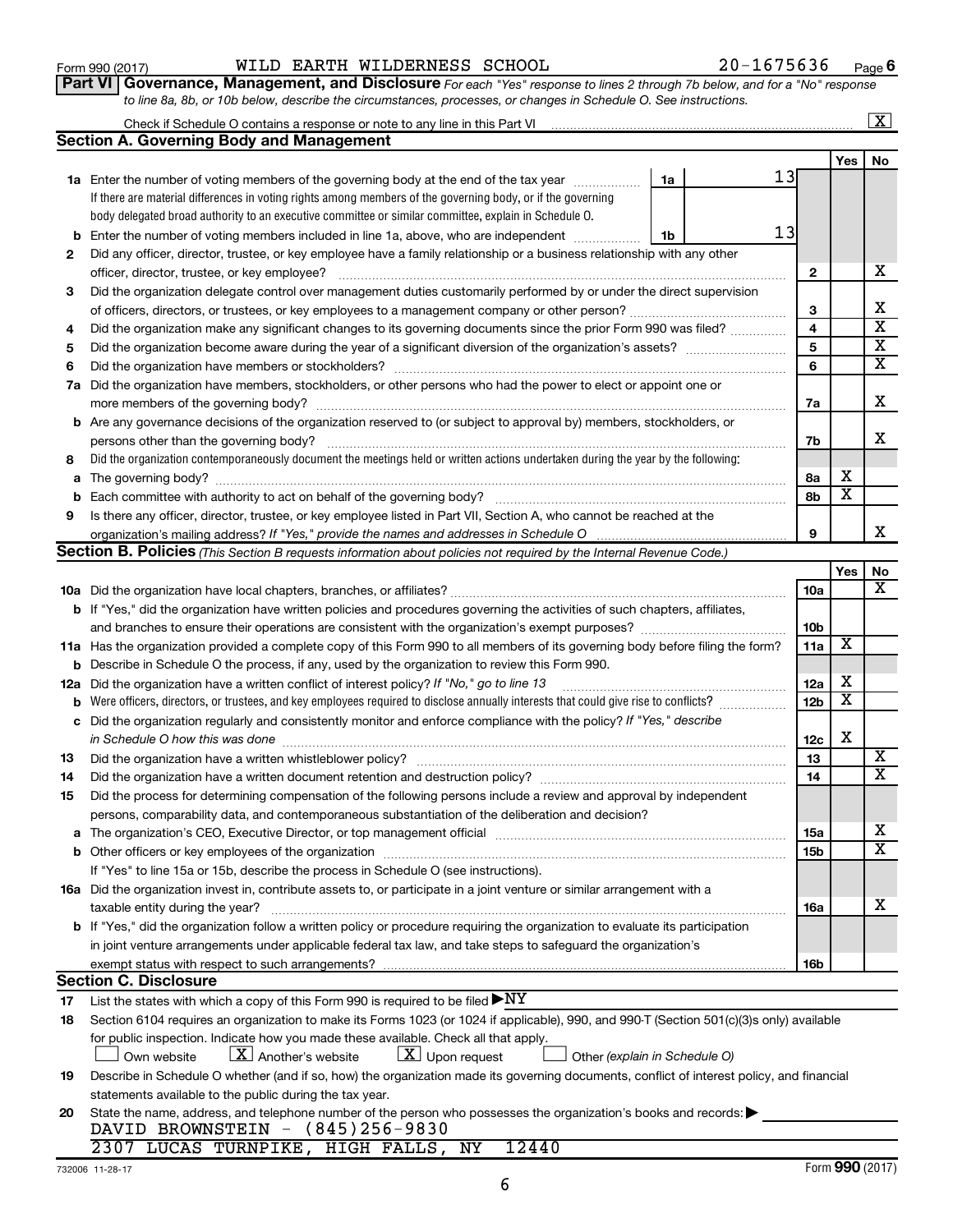Form 990 (2017) WILD EARTH WILDERNESS SCHOOL 20-1675636 Page 6

**Part VI Governance, Management, and Disclosure** *For each "Yes" response to lines 2 through 7b below, and for a "No" response to line 8a, 8b, or 10b below, describe the circumstances, processes, or changes in Schedule O. See instructions.*

Check if Schedule O contains a response or note to any line in this Part VI ... [X]

## Section A. Governing Body and Management

| | | | | Yes | No |
|---|---|---|---|---|---|
| **1a** | Enter the number of voting members of the governing body at the end of the tax year ... **1a** 13. If there are material differences in voting rights among members of the governing body, or if the governing body delegated broad authority to an executive committee or similar committee, explain in Schedule O. | | | | |
| **b** | Enter the number of voting members included in line 1a, above, who are independent ... **1b** 13 | | | | |
| **2** | Did any officer, director, trustee, or key employee have a family relationship or a business relationship with any other officer, director, trustee, or key employee? | | **2** | | X |
| **3** | Did the organization delegate control over management duties customarily performed by or under the direct supervision of officers, directors, or trustees, or key employees to a management company or other person? | | **3** | | X |
| **4** | Did the organization make any significant changes to its governing documents since the prior Form 990 was filed? | | **4** | | X |
| **5** | Did the organization become aware during the year of a significant diversion of the organization's assets? | | **5** | | X |
| **6** | Did the organization have members or stockholders? | | **6** | | X |
| **7a** | Did the organization have members, stockholders, or other persons who had the power to elect or appoint one or more members of the governing body? | | **7a** | | X |
| **b** | Are any governance decisions of the organization reserved to (or subject to approval by) members, stockholders, or persons other than the governing body? | | **7b** | | X |
| **8** | Did the organization contemporaneously document the meetings held or written actions undertaken during the year by the following: | | | | |
| **a** | The governing body? | | **8a** | X | |
| **b** | Each committee with authority to act on behalf of the governing body? | | **8b** | X | |
| **9** | Is there any officer, director, trustee, or key employee listed in Part VII, Section A, who cannot be reached at the organization's mailing address? *If "Yes," provide the names and addresses in Schedule O* | | **9** | | X |

## Section B. Policies *(This Section B requests information about policies not required by the Internal Revenue Code.)*

| | | | Yes | No |
|---|---|---|---|---|
| **10a** | Did the organization have local chapters, branches, or affiliates? | **10a** | | X |
| **b** | If "Yes," did the organization have written policies and procedures governing the activities of such chapters, affiliates, and branches to ensure their operations are consistent with the organization's exempt purposes? | **10b** | | |
| **11a** | Has the organization provided a complete copy of this Form 990 to all members of its governing body before filing the form? | **11a** | X | |
| **b** | Describe in Schedule O the process, if any, used by the organization to review this Form 990. | | | |
| **12a** | Did the organization have a written conflict of interest policy? *If "No," go to line 13* | **12a** | X | |
| **b** | Were officers, directors, or trustees, and key employees required to disclose annually interests that could give rise to conflicts? | **12b** | X | |
| **c** | Did the organization regularly and consistently monitor and enforce compliance with the policy? *If "Yes," describe in Schedule O how this was done* | **12c** | X | |
| **13** | Did the organization have a written whistleblower policy? | **13** | | X |
| **14** | Did the organization have a written document retention and destruction policy? | **14** | | X |
| **15** | Did the process for determining compensation of the following persons include a review and approval by independent persons, comparability data, and contemporaneous substantiation of the deliberation and decision? | | | |
| **a** | The organization's CEO, Executive Director, or top management official | **15a** | | X |
| **b** | Other officers or key employees of the organization | **15b** | | X |
| | If "Yes" to line 15a or 15b, describe the process in Schedule O (see instructions). | | | |
| **16a** | Did the organization invest in, contribute assets to, or participate in a joint venture or similar arrangement with a taxable entity during the year? | **16a** | | X |
| **b** | If "Yes," did the organization follow a written policy or procedure requiring the organization to evaluate its participation in joint venture arrangements under applicable federal tax law, and take steps to safeguard the organization's exempt status with respect to such arrangements? | **16b** | | |

## Section C. Disclosure

**17** List the states with which a copy of this Form 990 is required to be filed ▶ NY

**18** Section 6104 requires an organization to make its Forms 1023 (or 1024 if applicable), 990, and 990-T (Section 501(c)(3)s only) available for public inspection. Indicate how you made these available. Check all that apply.

[ ] Own website [X] Another's website [X] Upon request [ ] Other *(explain in Schedule O)*

**19** Describe in Schedule O whether (and if so, how) the organization made its governing documents, conflict of interest policy, and financial statements available to the public during the tax year.

**20** State the name, address, and telephone number of the person who possesses the organization's books and records: ▶

DAVID BROWNSTEIN - (845)256-9830
2307 LUCAS TURNPIKE, HIGH FALLS, NY 12440

732006 11-28-17 Form **990** (2017)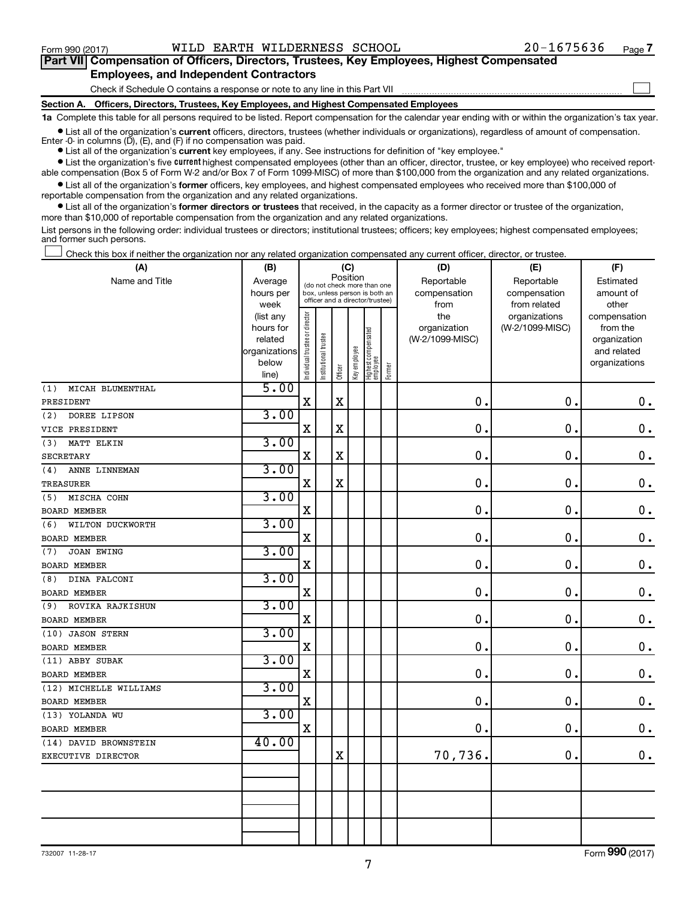Form 990 (2017) WILD EARTH WILDERNESS SCHOOL 20-1675636

## Part VII Compensation of Officers, Directors, Trustees, Key Employees, Highest Compensated Employees, and Independent Contractors

Check if Schedule O contains a response or note to any line in this Part VII ☐

**Section A. Officers, Directors, Trustees, Key Employees, and Highest Compensated Employees**

**1a** Complete this table for all persons required to be listed. Report compensation for the calendar year ending with or within the organization's tax year.

- List all of the organization's **current** officers, directors, trustees (whether individuals or organizations), regardless of amount of compensation. Enter -0- in columns (D), (E), and (F) if no compensation was paid.
- List all of the organization's **current** key employees, if any. See instructions for definition of "key employee."
- List the organization's five **current** highest compensated employees (other than an officer, director, trustee, or key employee) who received reportable compensation (Box 5 of Form W-2 and/or Box 7 of Form 1099-MISC) of more than $100,000 from the organization and any related organizations.
- List all of the organization's **former** officers, key employees, and highest compensated employees who received more than $100,000 of reportable compensation from the organization and any related organizations.
- List all of the organization's **former directors or trustees** that received, in the capacity as a former director or trustee of the organization, more than $10,000 of reportable compensation from the organization and any related organizations.

List persons in the following order: individual trustees or directors; institutional trustees; officers; key employees; highest compensated employees; and former such persons.

☐ Check this box if neither the organization nor any related organization compensated any current officer, director, or trustee.

| (A) Name and Title | (B) Average hours per week (list any hours for related organizations below line) | (C) Position: Individual trustee or director | Institutional trustee | Officer | Key employee | Highest compensated employee | Former | (D) Reportable compensation from the organization (W-2/1099-MISC) | (E) Reportable compensation from related organizations (W-2/1099-MISC) | (F) Estimated amount of other compensation from the organization and related organizations |
|---|---|---|---|---|---|---|---|---|---|---|
| (1) MICAH BLUMENTHAL<br>PRESIDENT | 5.00 | X | | X | | | | 0. | 0. | 0. |
| (2) DOREE LIPSON<br>VICE PRESIDENT | 3.00 | X | | X | | | | 0. | 0. | 0. |
| (3) MATT ELKIN<br>SECRETARY | 3.00 | X | | X | | | | 0. | 0. | 0. |
| (4) ANNE LINNEMAN<br>TREASURER | 3.00 | X | | X | | | | 0. | 0. | 0. |
| (5) MISCHA COHN<br>BOARD MEMBER | 3.00 | X | | | | | | 0. | 0. | 0. |
| (6) WILTON DUCKWORTH<br>BOARD MEMBER | 3.00 | X | | | | | | 0. | 0. | 0. |
| (7) JOAN EWING<br>BOARD MEMBER | 3.00 | X | | | | | | 0. | 0. | 0. |
| (8) DINA FALCONI<br>BOARD MEMBER | 3.00 | X | | | | | | 0. | 0. | 0. |
| (9) ROVIKA RAJKISHUN<br>BOARD MEMBER | 3.00 | X | | | | | | 0. | 0. | 0. |
| (10) JASON STERN<br>BOARD MEMBER | 3.00 | X | | | | | | 0. | 0. | 0. |
| (11) ABBY SUBAK<br>BOARD MEMBER | 3.00 | X | | | | | | 0. | 0. | 0. |
| (12) MICHELLE WILLIAMS<br>BOARD MEMBER | 3.00 | X | | | | | | 0. | 0. | 0. |
| (13) YOLANDA WU<br>BOARD MEMBER | 3.00 | X | | | | | | 0. | 0. | 0. |
| (14) DAVID BROWNSTEIN<br>EXECUTIVE DIRECTOR | 40.00 | | | X | | | | 70,736. | 0. | 0. |

732007 11-28-17 Form **990** (2017)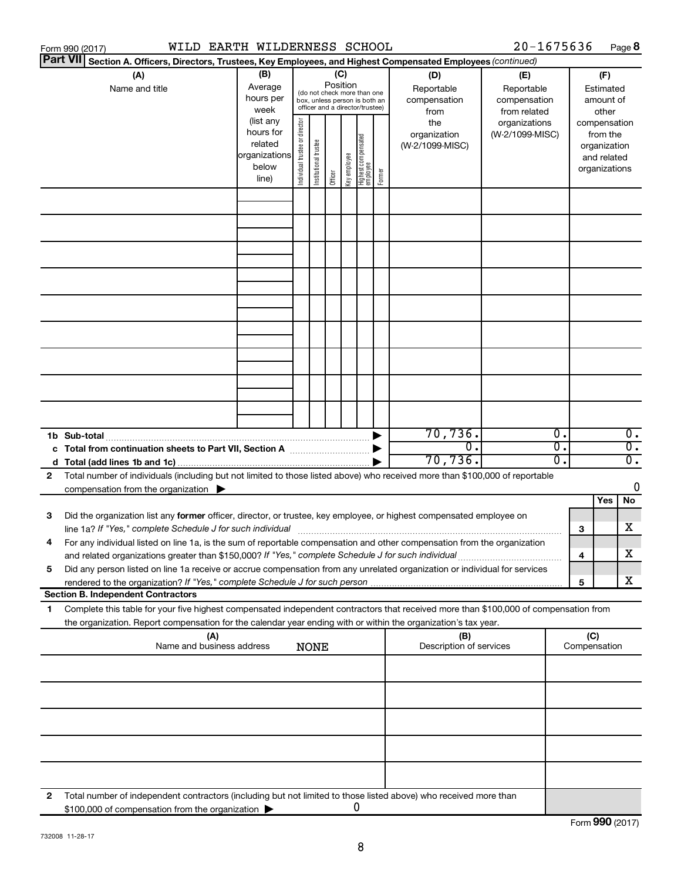Form 990 (2017) WILD EARTH WILDERNESS SCHOOL 20-1675636 Page 8

**Part VII** **Section A. Officers, Directors, Trustees, Key Employees, and Highest Compensated Employees** *(continued)*

| (A) Name and title | (B) Average hours per week (list any hours for related organizations below line) | (C) Position (do not check more than one box, unless person is both an officer and a director/trustee): Individual trustee or director | Institutional trustee | Officer | Key employee | Highest compensated employee | Former | (D) Reportable compensation from the organization (W-2/1099-MISC) | (E) Reportable compensation from related organizations (W-2/1099-MISC) | (F) Estimated amount of other compensation from the organization and related organizations |
|---|---|---|---|---|---|---|---|---|---|---|
| | | | | | | | | | | |
| | | | | | | | | | | |
| | | | | | | | | | | |
| | | | | | | | | | | |
| | | | | | | | | | | |
| | | | | | | | | | | |
| | | | | | | | | | | |
| | | | | | | | | | | |
| | | | | | | | | | | |
| **1b Sub-total** | | | | | | | | 70,736. | 0. | 0. |
| **c Total from continuation sheets to Part VII, Section A** | | | | | | | | 0. | 0. | 0. |
| **d Total (add lines 1b and 1c)** | | | | | | | | 70,736. | 0. | 0. |

**2** Total number of individuals (including but not limited to those listed above) who received more than $100,000 of reportable compensation from the organization ▶ 0

| | | | Yes | No |
|---|---|---|---|---|
| **3** | Did the organization list any **former** officer, director, or trustee, key employee, or highest compensated employee on line 1a? *If "Yes," complete Schedule J for such individual* | **3** | | X |
| **4** | For any individual listed on line 1a, is the sum of reportable compensation and other compensation from the organization and related organizations greater than $150,000? *If "Yes," complete Schedule J for such individual* | **4** | | X |
| **5** | Did any person listed on line 1a receive or accrue compensation from any unrelated organization or individual for services rendered to the organization? *If "Yes," complete Schedule J for such person* | **5** | | X |

**Section B. Independent Contractors**

**1** Complete this table for your five highest compensated independent contractors that received more than $100,000 of compensation from the organization. Report compensation for the calendar year ending with or within the organization's tax year.

| (A) Name and business address NONE | (B) Description of services | (C) Compensation |
|---|---|---|
| | | |
| | | |
| | | |
| | | |
| | | |

**2** Total number of independent contractors (including but not limited to those listed above) who received more than $100,000 of compensation from the organization ▶ 0

Form **990** (2017)

732008 11-28-17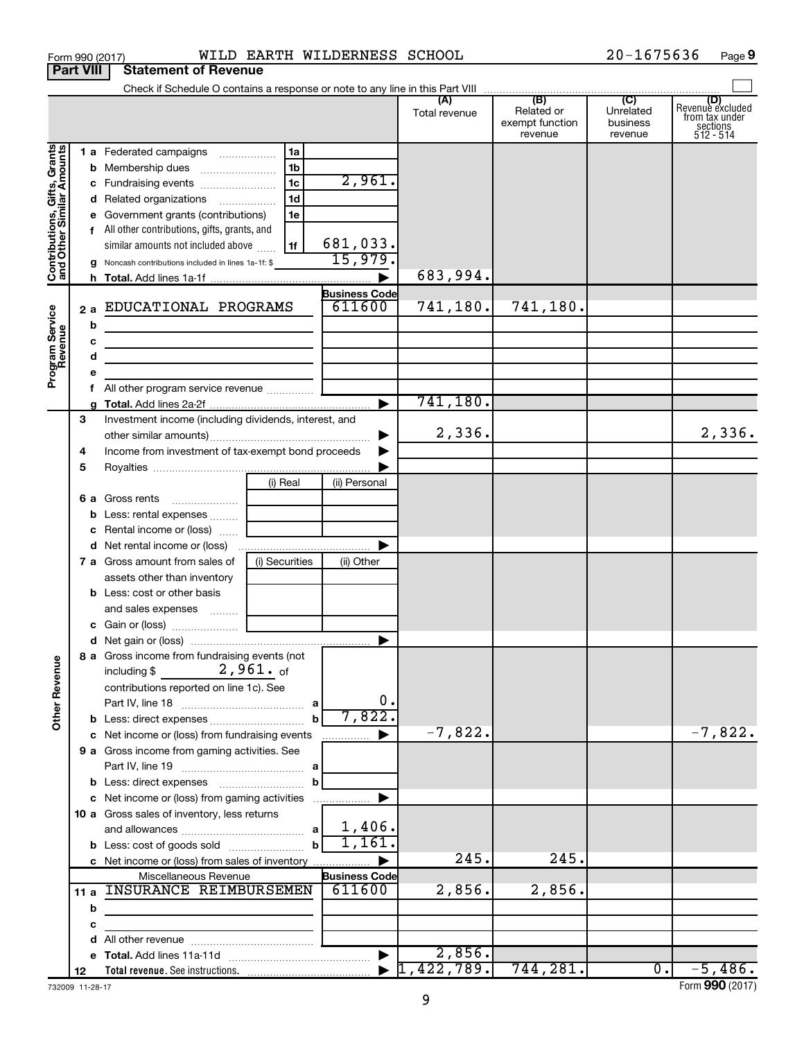Form 990 (2017) WILD EARTH WILDERNESS SCHOOL 20-1675636 Page 9

## Part VIII Statement of Revenue

Check if Schedule O contains a response or note to any line in this Part VIII ☐

| | | | | (A) Total revenue | (B) Related or exempt function revenue | (C) Unrelated business revenue | (D) Revenue excluded from tax under sections 512 - 514 |
|---|---|---|---|---|---|---|---|
| **Contributions, Gifts, Grants and Other Similar Amounts** | 1 a Federated campaigns | 1a | | | | | |
| | b Membership dues | 1b | | | | | |
| | c Fundraising events | 1c | 2,961. | | | | |
| | d Related organizations | 1d | | | | | |
| | e Government grants (contributions) | 1e | | | | | |
| | f All other contributions, gifts, grants, and similar amounts not included above | 1f | 681,033. | | | | |
| | g Noncash contributions included in lines 1a-1f: $ | | 15,979. | | | | |
| | h Total. Add lines 1a-1f | | ▶ | 683,994. | | | |
| **Program Service Revenue** | | | Business Code | | | | |
| | 2 a EDUCATIONAL PROGRAMS | | 611600 | 741,180. | 741,180. | | |
| | b | | | | | | |
| | c | | | | | | |
| | d | | | | | | |
| | e | | | | | | |
| | f All other program service revenue | | | | | | |
| | g Total. Add lines 2a-2f | | ▶ | 741,180. | | | |
| **Other Revenue** | 3 Investment income (including dividends, interest, and other similar amounts) | | ▶ | 2,336. | | | 2,336. |
| | 4 Income from investment of tax-exempt bond proceeds | | ▶ | | | | |
| | 5 Royalties | | ▶ | | | | |
| | | (i) Real | (ii) Personal | | | | |
| | 6 a Gross rents | | | | | | |
| | b Less: rental expenses | | | | | | |
| | c Rental income or (loss) | | | | | | |
| | d Net rental income or (loss) | | ▶ | | | | |
| | 7 a Gross amount from sales of assets other than inventory | (i) Securities | (ii) Other | | | | |
| | b Less: cost or other basis and sales expenses | | | | | | |
| | c Gain or (loss) | | | | | | |
| | d Net gain or (loss) | | ▶ | | | | |
| | 8 a Gross income from fundraising events (not including $ 2,961. of contributions reported on line 1c). See Part IV, line 18 | a | 0. | | | | |
| | b Less: direct expenses | b | 7,822. | | | | |
| | c Net income or (loss) from fundraising events | | ▶ | -7,822. | | | -7,822. |
| | 9 a Gross income from gaming activities. See Part IV, line 19 | a | | | | | |
| | b Less: direct expenses | b | | | | | |
| | c Net income or (loss) from gaming activities | | ▶ | | | | |
| | 10 a Gross sales of inventory, less returns and allowances | a | 1,406. | | | | |
| | b Less: cost of goods sold | b | 1,161. | | | | |
| | c Net income or (loss) from sales of inventory | | ▶ | 245. | 245. | | |
| | Miscellaneous Revenue | | Business Code | | | | |
| | 11 a INSURANCE REIMBURSEMEN | | 611600 | 2,856. | 2,856. | | |
| | b | | | | | | |
| | c | | | | | | |
| | d All other revenue | | | | | | |
| | e Total. Add lines 11a-11d | | ▶ | 2,856. | | | |
| | 12 Total revenue. See instructions. | | ▶ | 1,422,789. | 744,281. | 0. | -5,486. |

732009 11-28-17 Form **990** (2017)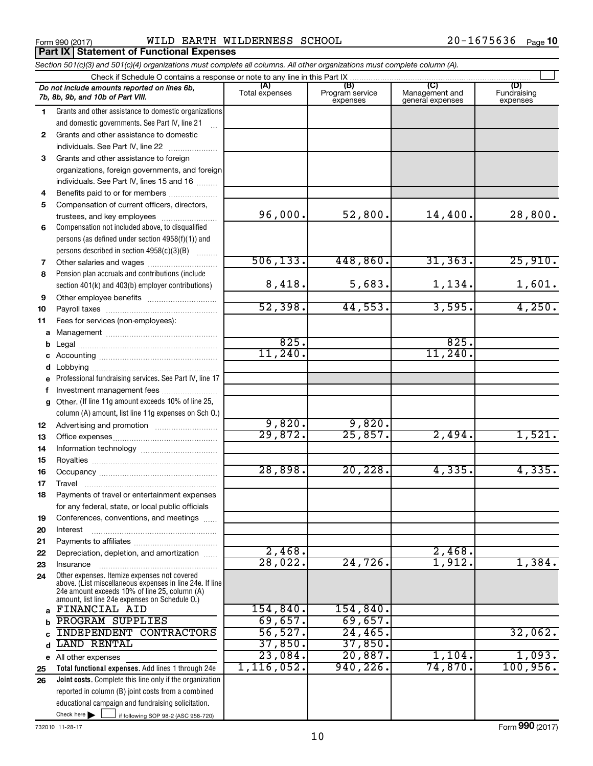Form 990 (2017) WILD EARTH WILDERNESS SCHOOL 20-1675636

**Part IX Statement of Functional Expenses**

*Section 501(c)(3) and 501(c)(4) organizations must complete all columns. All other organizations must complete column (A).*

Check if Schedule O contains a response or note to any line in this Part IX

| *Do not include amounts reported on lines 6b, 7b, 8b, 9b, and 10b of Part VIII.* | (A) Total expenses | (B) Program service expenses | (C) Management and general expenses | (D) Fundraising expenses |
|---|---|---|---|---|
| 1 Grants and other assistance to domestic organizations and domestic governments. See Part IV, line 21 | | | | |
| 2 Grants and other assistance to domestic individuals. See Part IV, line 22 | | | | |
| 3 Grants and other assistance to foreign organizations, foreign governments, and foreign individuals. See Part IV, lines 15 and 16 | | | | |
| 4 Benefits paid to or for members | | | | |
| 5 Compensation of current officers, directors, trustees, and key employees | 96,000. | 52,800. | 14,400. | 28,800. |
| 6 Compensation not included above, to disqualified persons (as defined under section 4958(f)(1)) and persons described in section 4958(c)(3)(B) | | | | |
| 7 Other salaries and wages | 506,133. | 448,860. | 31,363. | 25,910. |
| 8 Pension plan accruals and contributions (include section 401(k) and 403(b) employer contributions) | 8,418. | 5,683. | 1,134. | 1,601. |
| 9 Other employee benefits | | | | |
| 10 Payroll taxes | 52,398. | 44,553. | 3,595. | 4,250. |
| 11 Fees for services (non-employees): | | | | |
| a Management | | | | |
| b Legal | 825. | | 825. | |
| c Accounting | 11,240. | | 11,240. | |
| d Lobbying | | | | |
| e Professional fundraising services. See Part IV, line 17 | | | | |
| f Investment management fees | | | | |
| g Other. (If line 11g amount exceeds 10% of line 25, column (A) amount, list line 11g expenses on Sch O.) | | | | |
| 12 Advertising and promotion | 9,820. | 9,820. | | |
| 13 Office expenses | 29,872. | 25,857. | 2,494. | 1,521. |
| 14 Information technology | | | | |
| 15 Royalties | | | | |
| 16 Occupancy | 28,898. | 20,228. | 4,335. | 4,335. |
| 17 Travel | | | | |
| 18 Payments of travel or entertainment expenses for any federal, state, or local public officials | | | | |
| 19 Conferences, conventions, and meetings | | | | |
| 20 Interest | | | | |
| 21 Payments to affiliates | | | | |
| 22 Depreciation, depletion, and amortization | 2,468. | | 2,468. | |
| 23 Insurance | 28,022. | 24,726. | 1,912. | 1,384. |
| 24 Other expenses. Itemize expenses not covered above. (List miscellaneous expenses in line 24e. If line 24e amount exceeds 10% of line 25, column (A) amount, list line 24e expenses on Schedule O.) | | | | |
| a FINANCIAL AID | 154,840. | 154,840. | | |
| b PROGRAM SUPPLIES | 69,657. | 69,657. | | |
| c INDEPENDENT CONTRACTORS | 56,527. | 24,465. | | 32,062. |
| d LAND RENTAL | 37,850. | 37,850. | | |
| e All other expenses | 23,084. | 20,887. | 1,104. | 1,093. |
| 25 **Total functional expenses.** Add lines 1 through 24e | 1,116,052. | 940,226. | 74,870. | 100,956. |
| 26 **Joint costs.** Complete this line only if the organization reported in column (B) joint costs from a combined educational campaign and fundraising solicitation. Check here ☐ if following SOP 98-2 (ASC 958-720) | | | | |

732010 11-28-17

Form **990** (2017)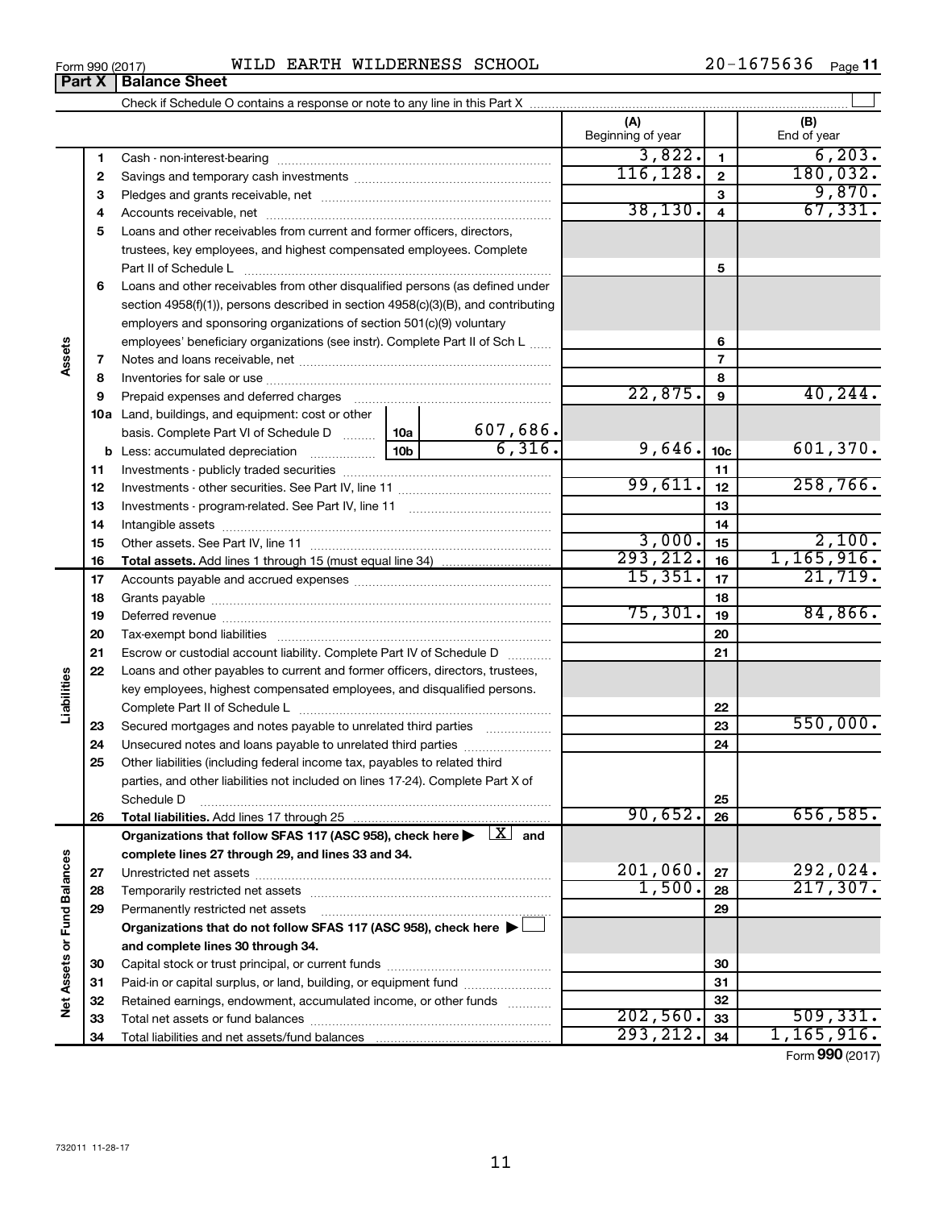Form 990 (2017) WILD EARTH WILDERNESS SCHOOL 20-1675636 Page **11**

## Part X | Balance Sheet

Check if Schedule O contains a response or note to any line in this Part X

| | | | | | (A) Beginning of year | | (B) End of year |
|---|---|---|---|---|---|---|---|
| **Assets** | 1 | Cash - non-interest-bearing | | | 3,822. | 1 | 6,203. |
| | 2 | Savings and temporary cash investments | | | 116,128. | 2 | 180,032. |
| | 3 | Pledges and grants receivable, net | | | | 3 | 9,870. |
| | 4 | Accounts receivable, net | | | 38,130. | 4 | 67,331. |
| | 5 | Loans and other receivables from current and former officers, directors, trustees, key employees, and highest compensated employees. Complete Part II of Schedule L | | | | 5 | |
| | 6 | Loans and other receivables from other disqualified persons (as defined under section 4958(f)(1)), persons described in section 4958(c)(3)(B), and contributing employers and sponsoring organizations of section 501(c)(9) voluntary employees' beneficiary organizations (see instr). Complete Part II of Sch L | | | | 6 | |
| | 7 | Notes and loans receivable, net | | | | 7 | |
| | 8 | Inventories for sale or use | | | | 8 | |
| | 9 | Prepaid expenses and deferred charges | | | 22,875. | 9 | 40,244. |
| | 10a | Land, buildings, and equipment: cost or other basis. Complete Part VI of Schedule D | 10a | 607,686. | | | |
| | b | Less: accumulated depreciation | 10b | 6,316. | 9,646. | 10c | 601,370. |
| | 11 | Investments - publicly traded securities | | | | 11 | |
| | 12 | Investments - other securities. See Part IV, line 11 | | | 99,611. | 12 | 258,766. |
| | 13 | Investments - program-related. See Part IV, line 11 | | | | 13 | |
| | 14 | Intangible assets | | | | 14 | |
| | 15 | Other assets. See Part IV, line 11 | | | 3,000. | 15 | 2,100. |
| | 16 | **Total assets.** Add lines 1 through 15 (must equal line 34) | | | 293,212. | 16 | 1,165,916. |
| **Liabilities** | 17 | Accounts payable and accrued expenses | | | 15,351. | 17 | 21,719. |
| | 18 | Grants payable | | | | 18 | |
| | 19 | Deferred revenue | | | 75,301. | 19 | 84,866. |
| | 20 | Tax-exempt bond liabilities | | | | 20 | |
| | 21 | Escrow or custodial account liability. Complete Part IV of Schedule D | | | | 21 | |
| | 22 | Loans and other payables to current and former officers, directors, trustees, key employees, highest compensated employees, and disqualified persons. Complete Part II of Schedule L | | | | 22 | |
| | 23 | Secured mortgages and notes payable to unrelated third parties | | | | 23 | 550,000. |
| | 24 | Unsecured notes and loans payable to unrelated third parties | | | | 24 | |
| | 25 | Other liabilities (including federal income tax, payables to related third parties, and other liabilities not included on lines 17-24). Complete Part X of Schedule D | | | | 25 | |
| | 26 | **Total liabilities.** Add lines 17 through 25 | | | 90,652. | 26 | 656,585. |
| **Net Assets or Fund Balances** | | **Organizations that follow SFAS 117 (ASC 958), check here ▶ [X] and complete lines 27 through 29, and lines 33 and 34.** | | | | | |
| | 27 | Unrestricted net assets | | | 201,060. | 27 | 292,024. |
| | 28 | Temporarily restricted net assets | | | 1,500. | 28 | 217,307. |
| | 29 | Permanently restricted net assets | | | | 29 | |
| | | **Organizations that do not follow SFAS 117 (ASC 958), check here ▶ [ ] and complete lines 30 through 34.** | | | | | |
| | 30 | Capital stock or trust principal, or current funds | | | | 30 | |
| | 31 | Paid-in or capital surplus, or land, building, or equipment fund | | | | 31 | |
| | 32 | Retained earnings, endowment, accumulated income, or other funds | | | | 32 | |
| | 33 | Total net assets or fund balances | | | 202,560. | 33 | 509,331. |
| | 34 | Total liabilities and net assets/fund balances | | | 293,212. | 34 | 1,165,916. |

Form **990** (2017)

732011 11-28-17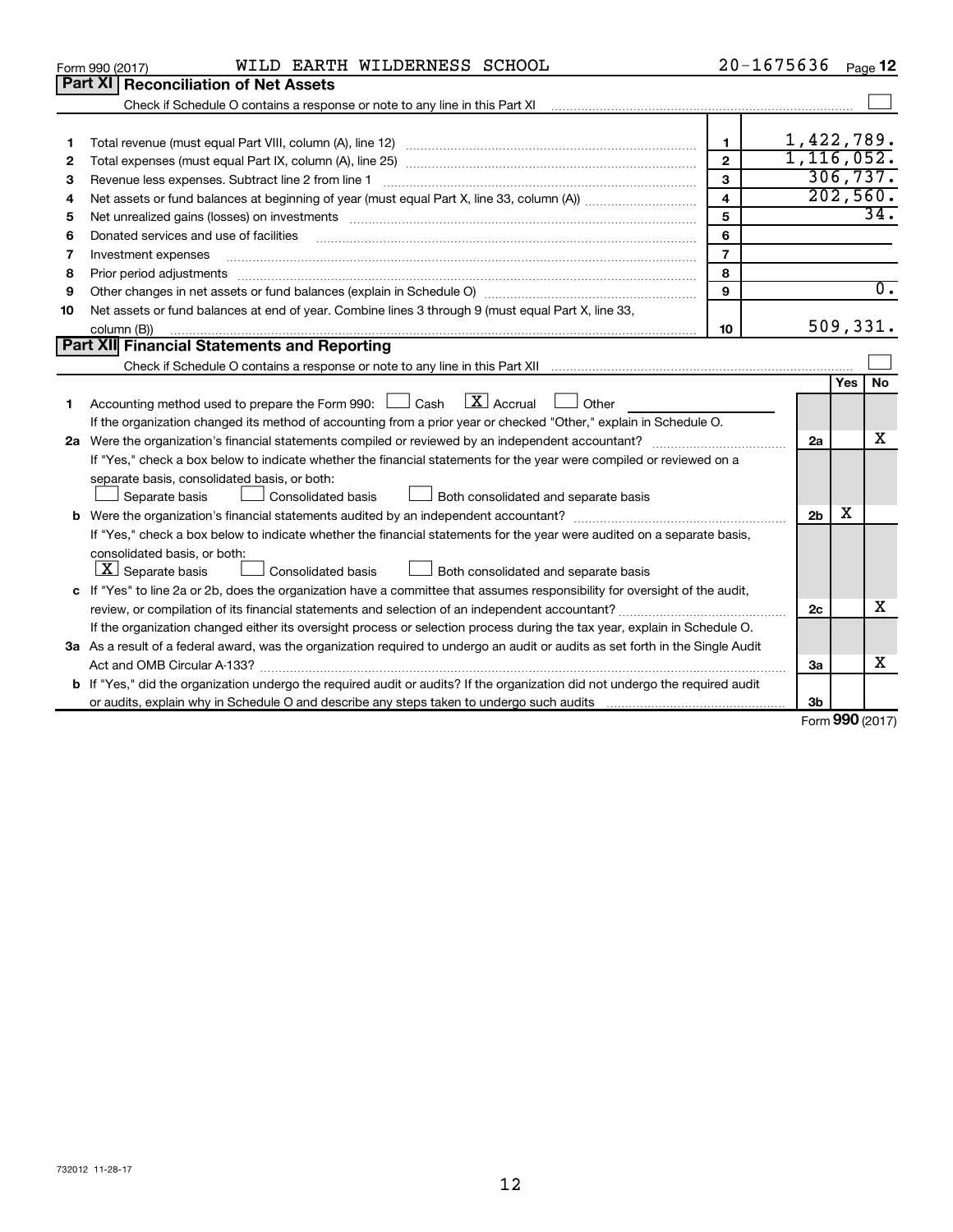Form 990 (2017) WILD EARTH WILDERNESS SCHOOL 20-1675636 Page 12

## Part XI Reconciliation of Net Assets

Check if Schedule O contains a response or note to any line in this Part XI ☐

| | | | |
|---|---|---|---|
| 1 | Total revenue (must equal Part VIII, column (A), line 12) | 1 | 1,422,789. |
| 2 | Total expenses (must equal Part IX, column (A), line 25) | 2 | 1,116,052. |
| 3 | Revenue less expenses. Subtract line 2 from line 1 | 3 | 306,737. |
| 4 | Net assets or fund balances at beginning of year (must equal Part X, line 33, column (A)) | 4 | 202,560. |
| 5 | Net unrealized gains (losses) on investments | 5 | 34. |
| 6 | Donated services and use of facilities | 6 | |
| 7 | Investment expenses | 7 | |
| 8 | Prior period adjustments | 8 | |
| 9 | Other changes in net assets or fund balances (explain in Schedule O) | 9 | 0. |
| 10 | Net assets or fund balances at end of year. Combine lines 3 through 9 (must equal Part X, line 33, column (B)) | 10 | 509,331. |

## Part XII Financial Statements and Reporting

Check if Schedule O contains a response or note to any line in this Part XII ☐

| | | | Yes | No |
|---|---|---|---|---|
| 1 | Accounting method used to prepare the Form 990: ☐ Cash ☒ Accrual ☐ Other<br>If the organization changed its method of accounting from a prior year or checked "Other," explain in Schedule O. | | | |
| 2a | Were the organization's financial statements compiled or reviewed by an independent accountant?<br>If "Yes," check a box below to indicate whether the financial statements for the year were compiled or reviewed on a separate basis, consolidated basis, or both:<br>☐ Separate basis ☐ Consolidated basis ☐ Both consolidated and separate basis | 2a | | X |
| b | Were the organization's financial statements audited by an independent accountant?<br>If "Yes," check a box below to indicate whether the financial statements for the year were audited on a separate basis, consolidated basis, or both:<br>☒ Separate basis ☐ Consolidated basis ☐ Both consolidated and separate basis | 2b | X | |
| c | If "Yes" to line 2a or 2b, does the organization have a committee that assumes responsibility for oversight of the audit, review, or compilation of its financial statements and selection of an independent accountant?<br>If the organization changed either its oversight process or selection process during the tax year, explain in Schedule O. | 2c | | X |
| 3a | As a result of a federal award, was the organization required to undergo an audit or audits as set forth in the Single Audit Act and OMB Circular A-133? | 3a | | X |
| b | If "Yes," did the organization undergo the required audit or audits? If the organization did not undergo the required audit or audits, explain why in Schedule O and describe any steps taken to undergo such audits | 3b | | |

Form 990 (2017)

732012 11-28-17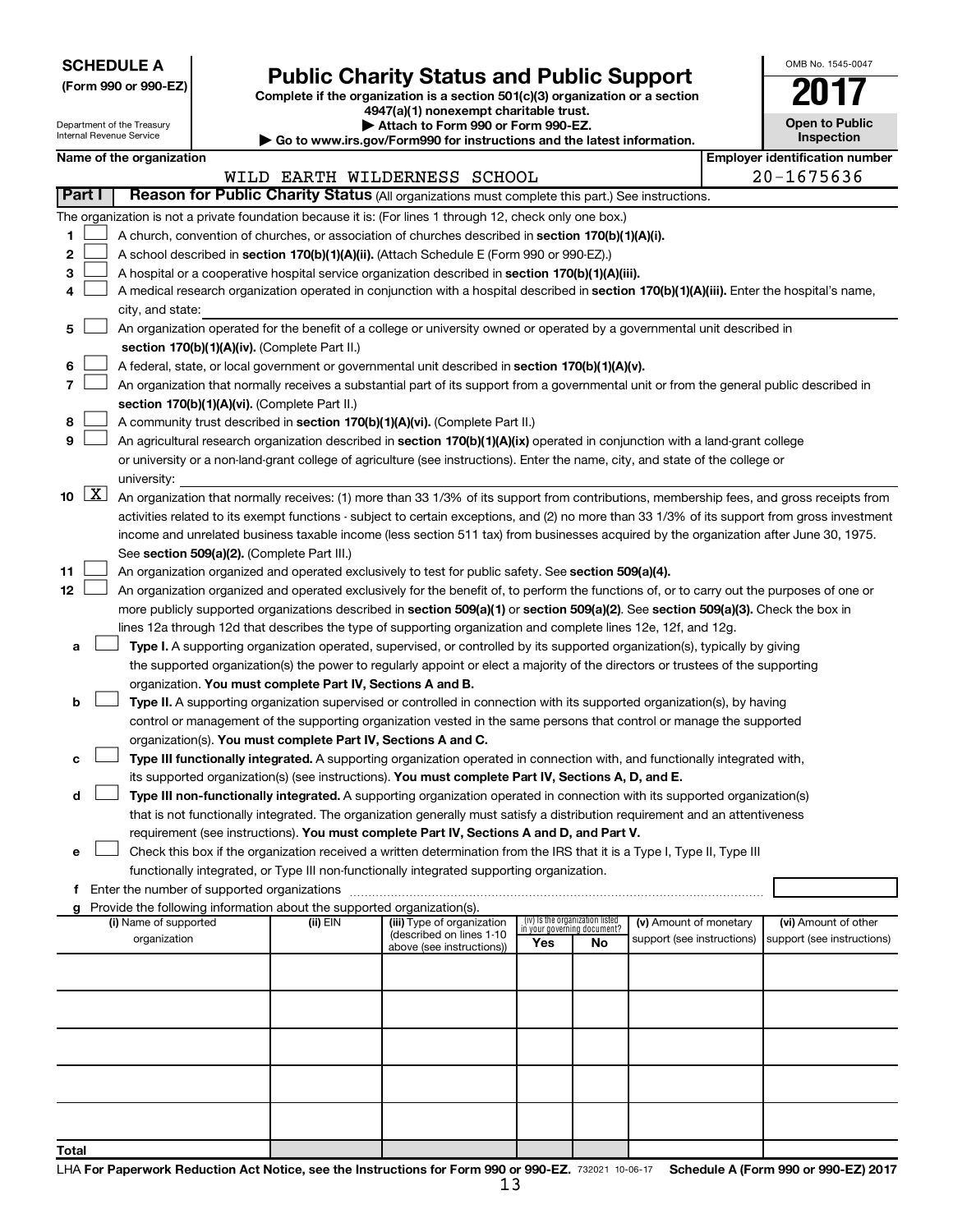**SCHEDULE A**
**(Form 990 or 990-EZ)**

Department of the Treasury
Internal Revenue Service

# Public Charity Status and Public Support

**Complete if the organization is a section 501(c)(3) organization or a section 4947(a)(1) nonexempt charitable trust.**
**▶ Attach to Form 990 or Form 990-EZ.**
**▶ Go to www.irs.gov/Form990 for instructions and the latest information.**

OMB No. 1545-0047

**2017**

**Open to Public Inspection**

**Name of the organization**
WILD EARTH WILDERNESS SCHOOL

**Employer identification number**
20-1675636

## Part I — Reason for Public Charity Status (All organizations must complete this part.) See instructions.

The organization is not a private foundation because it is: (For lines 1 through 12, check only one box.)

1 ☐ A church, convention of churches, or association of churches described in **section 170(b)(1)(A)(i).**

2 ☐ A school described in **section 170(b)(1)(A)(ii).** (Attach Schedule E (Form 990 or 990-EZ).)

3 ☐ A hospital or a cooperative hospital service organization described in **section 170(b)(1)(A)(iii).**

4 ☐ A medical research organization operated in conjunction with a hospital described in **section 170(b)(1)(A)(iii).** Enter the hospital's name, city, and state: \_\_\_\_\_\_\_\_\_\_

5 ☐ An organization operated for the benefit of a college or university owned or operated by a governmental unit described in **section 170(b)(1)(A)(iv).** (Complete Part II.)

6 ☐ A federal, state, or local government or governmental unit described in **section 170(b)(1)(A)(v).**

7 ☐ An organization that normally receives a substantial part of its support from a governmental unit or from the general public described in **section 170(b)(1)(A)(vi).** (Complete Part II.)

8 ☐ A community trust described in **section 170(b)(1)(A)(vi).** (Complete Part II.)

9 ☐ An agricultural research organization described in **section 170(b)(1)(A)(ix)** operated in conjunction with a land-grant college or university or a non-land-grant college of agriculture (see instructions). Enter the name, city, and state of the college or university: \_\_\_\_\_\_\_\_\_\_

10 ☒ An organization that normally receives: (1) more than 33 1/3% of its support from contributions, membership fees, and gross receipts from activities related to its exempt functions - subject to certain exceptions, and (2) no more than 33 1/3% of its support from gross investment income and unrelated business taxable income (less section 511 tax) from businesses acquired by the organization after June 30, 1975. See **section 509(a)(2).** (Complete Part III.)

11 ☐ An organization organized and operated exclusively to test for public safety. See **section 509(a)(4).**

12 ☐ An organization organized and operated exclusively for the benefit of, to perform the functions of, or to carry out the purposes of one or more publicly supported organizations described in **section 509(a)(1)** or **section 509(a)(2)**. See **section 509(a)(3).** Check the box in lines 12a through 12d that describes the type of supporting organization and complete lines 12e, 12f, and 12g.

a ☐ **Type I.** A supporting organization operated, supervised, or controlled by its supported organization(s), typically by giving the supported organization(s) the power to regularly appoint or elect a majority of the directors or trustees of the supporting organization. **You must complete Part IV, Sections A and B.**

b ☐ **Type II.** A supporting organization supervised or controlled in connection with its supported organization(s), by having control or management of the supporting organization vested in the same persons that control or manage the supported organization(s). **You must complete Part IV, Sections A and C.**

c ☐ **Type III functionally integrated.** A supporting organization operated in connection with, and functionally integrated with, its supported organization(s) (see instructions). **You must complete Part IV, Sections A, D, and E.**

d ☐ **Type III non-functionally integrated.** A supporting organization operated in connection with its supported organization(s) that is not functionally integrated. The organization generally must satisfy a distribution requirement and an attentiveness requirement (see instructions). **You must complete Part IV, Sections A and D, and Part V.**

e ☐ Check this box if the organization received a written determination from the IRS that it is a Type I, Type II, Type III functionally integrated, or Type III non-functionally integrated supporting organization.

f Enter the number of supported organizations ..........

g Provide the following information about the supported organization(s).

| (i) Name of supported organization | (ii) EIN | (iii) Type of organization (described on lines 1-10 above (see instructions)) | (iv) Is the organization listed in your governing document? Yes | No | (v) Amount of monetary support (see instructions) | (vi) Amount of other support (see instructions) |
|---|---|---|---|---|---|---|
| | | | | | | |
| | | | | | | |
| | | | | | | |
| | | | | | | |
| | | | | | | |
| **Total** | | | | | | |

LHA **For Paperwork Reduction Act Notice, see the Instructions for Form 990 or 990-EZ.** 732021 10-06-17 **Schedule A (Form 990 or 990-EZ) 2017**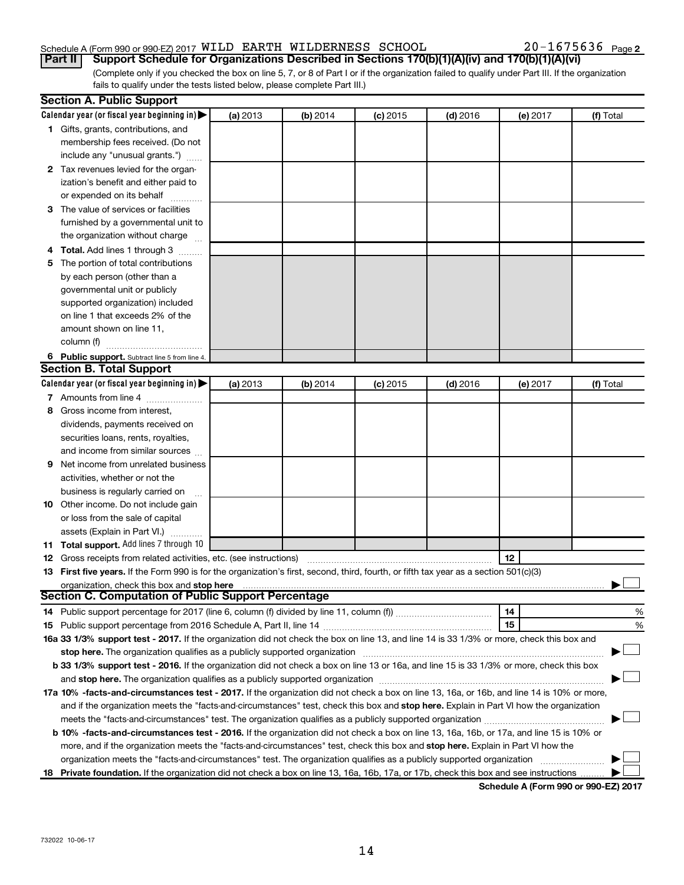Schedule A (Form 990 or 990-EZ) 2017 WILD EARTH WILDERNESS SCHOOL 20-1675636 Page 2

**Part II** **Support Schedule for Organizations Described in Sections 170(b)(1)(A)(iv) and 170(b)(1)(A)(vi)**

(Complete only if you checked the box on line 5, 7, or 8 of Part I or if the organization failed to qualify under Part III. If the organization fails to qualify under the tests listed below, please complete Part III.)

**Section A. Public Support**

| Calendar year (or fiscal year beginning in) ▶ | (a) 2013 | (b) 2014 | (c) 2015 | (d) 2016 | (e) 2017 | (f) Total |
|---|---|---|---|---|---|---|
| 1 Gifts, grants, contributions, and membership fees received. (Do not include any "unusual grants.") | | | | | | |
| 2 Tax revenues levied for the organization's benefit and either paid to or expended on its behalf | | | | | | |
| 3 The value of services or facilities furnished by a governmental unit to the organization without charge | | | | | | |
| 4 **Total.** Add lines 1 through 3 | | | | | | |
| 5 The portion of total contributions by each person (other than a governmental unit or publicly supported organization) included on line 1 that exceeds 2% of the amount shown on line 11, column (f) | | | | | | |
| 6 **Public support.** Subtract line 5 from line 4. | | | | | | |

**Section B. Total Support**

| Calendar year (or fiscal year beginning in) ▶ | (a) 2013 | (b) 2014 | (c) 2015 | (d) 2016 | (e) 2017 | (f) Total |
|---|---|---|---|---|---|---|
| 7 Amounts from line 4 | | | | | | |
| 8 Gross income from interest, dividends, payments received on securities loans, rents, royalties, and income from similar sources | | | | | | |
| 9 Net income from unrelated business activities, whether or not the business is regularly carried on | | | | | | |
| 10 Other income. Do not include gain or loss from the sale of capital assets (Explain in Part VI.) | | | | | | |
| 11 **Total support.** Add lines 7 through 10 | | | | | | |

12 Gross receipts from related activities, etc. (see instructions) ..... 12

13 **First five years.** If the Form 990 is for the organization's first, second, third, fourth, or fifth tax year as a section 501(c)(3) organization, check this box and **stop here** ▶ ☐

**Section C. Computation of Public Support Percentage**

14 Public support percentage for 2017 (line 6, column (f) divided by line 11, column (f)) ..... 14 %

15 Public support percentage from 2016 Schedule A, Part II, line 14 ..... 15 %

**16a 33 1/3% support test - 2017.** If the organization did not check the box on line 13, and line 14 is 33 1/3% or more, check this box and **stop here.** The organization qualifies as a publicly supported organization ▶ ☐

**b 33 1/3% support test - 2016.** If the organization did not check a box on line 13 or 16a, and line 15 is 33 1/3% or more, check this box and **stop here.** The organization qualifies as a publicly supported organization ▶ ☐

**17a 10% -facts-and-circumstances test - 2017.** If the organization did not check a box on line 13, 16a, or 16b, and line 14 is 10% or more, and if the organization meets the "facts-and-circumstances" test, check this box and **stop here.** Explain in Part VI how the organization meets the "facts-and-circumstances" test. The organization qualifies as a publicly supported organization ▶ ☐

**b 10% -facts-and-circumstances test - 2016.** If the organization did not check a box on line 13, 16a, 16b, or 17a, and line 15 is 10% or more, and if the organization meets the "facts-and-circumstances" test, check this box and **stop here.** Explain in Part VI how the organization meets the "facts-and-circumstances" test. The organization qualifies as a publicly supported organization ▶ ☐

**18 Private foundation.** If the organization did not check a box on line 13, 16a, 16b, 17a, or 17b, check this box and see instructions ▶ ☐

**Schedule A (Form 990 or 990-EZ) 2017**

732022 10-06-17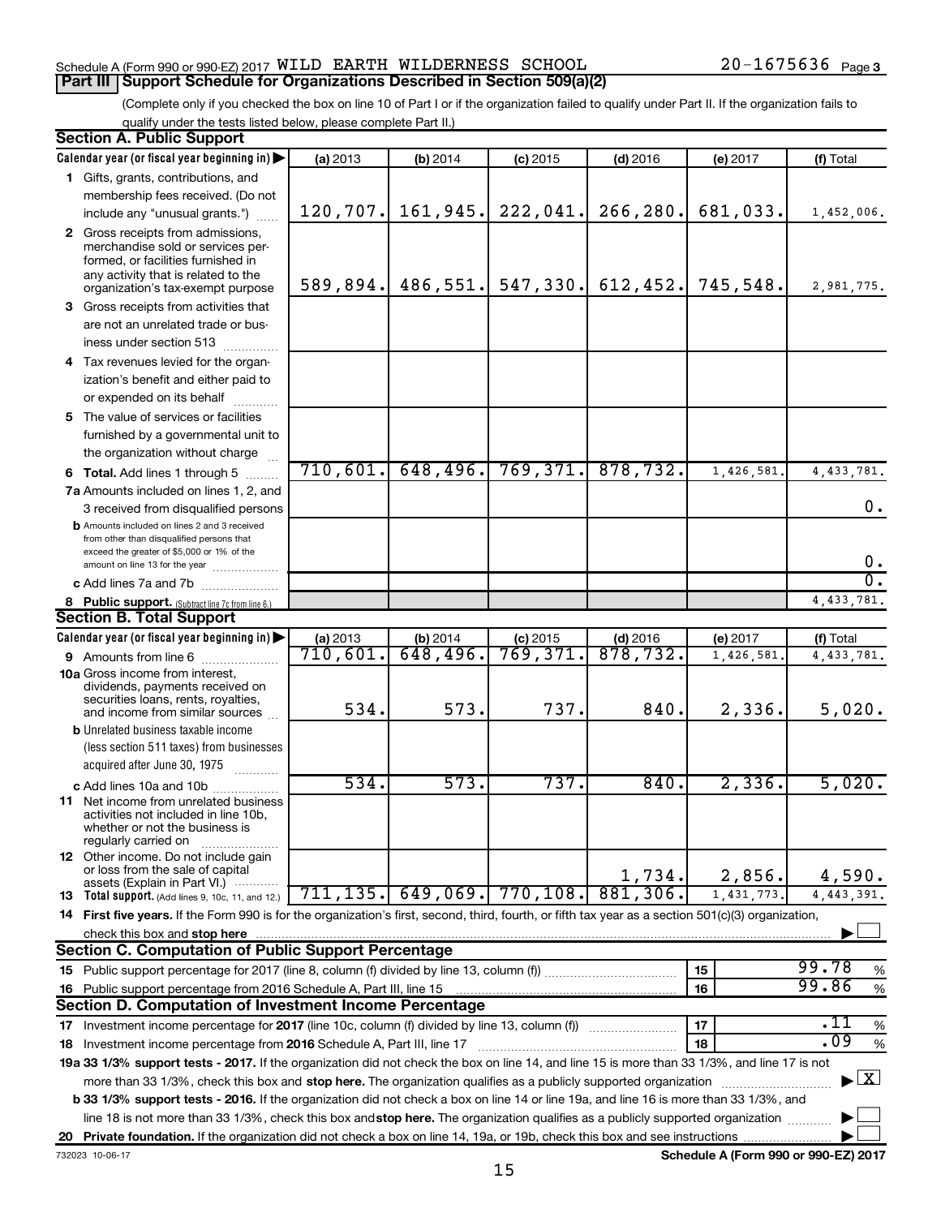Schedule A (Form 990 or 990-EZ) 2017 WILD EARTH WILDERNESS SCHOOL 20-1675636 Page 3

## Part III | Support Schedule for Organizations Described in Section 509(a)(2)

(Complete only if you checked the box on line 10 of Part I or if the organization failed to qualify under Part II. If the organization fails to qualify under the tests listed below, please complete Part II.)

### Section A. Public Support

| Calendar year (or fiscal year beginning in) ▶ | (a) 2013 | (b) 2014 | (c) 2015 | (d) 2016 | (e) 2017 | (f) Total |
|---|---|---|---|---|---|---|
| **1** Gifts, grants, contributions, and membership fees received. (Do not include any "unusual grants.") | 120,707. | 161,945. | 222,041. | 266,280. | 681,033. | 1,452,006. |
| **2** Gross receipts from admissions, merchandise sold or services performed, or facilities furnished in any activity that is related to the organization's tax-exempt purpose | 589,894. | 486,551. | 547,330. | 612,452. | 745,548. | 2,981,775. |
| **3** Gross receipts from activities that are not an unrelated trade or business under section 513 | | | | | | |
| **4** Tax revenues levied for the organization's benefit and either paid to or expended on its behalf | | | | | | |
| **5** The value of services or facilities furnished by a governmental unit to the organization without charge | | | | | | |
| **6 Total.** Add lines 1 through 5 | 710,601. | 648,496. | 769,371. | 878,732. | 1,426,581. | 4,433,781. |
| **7a** Amounts included on lines 1, 2, and 3 received from disqualified persons | | | | | | 0. |
| **b** Amounts included on lines 2 and 3 received from other than disqualified persons that exceed the greater of $5,000 or 1% of the amount on line 13 for the year | | | | | | 0. |
| **c** Add lines 7a and 7b | | | | | | 0. |
| **8 Public support.** (Subtract line 7c from line 6.) | | | | | | 4,433,781. |

### Section B. Total Support

| Calendar year (or fiscal year beginning in) ▶ | (a) 2013 | (b) 2014 | (c) 2015 | (d) 2016 | (e) 2017 | (f) Total |
|---|---|---|---|---|---|---|
| **9** Amounts from line 6 | 710,601. | 648,496. | 769,371. | 878,732. | 1,426,581. | 4,433,781. |
| **10a** Gross income from interest, dividends, payments received on securities loans, rents, royalties, and income from similar sources | 534. | 573. | 737. | 840. | 2,336. | 5,020. |
| **b** Unrelated business taxable income (less section 511 taxes) from businesses acquired after June 30, 1975 | | | | | | |
| **c** Add lines 10a and 10b | 534. | 573. | 737. | 840. | 2,336. | 5,020. |
| **11** Net income from unrelated business activities not included in line 10b, whether or not the business is regularly carried on | | | | | | |
| **12** Other income. Do not include gain or loss from the sale of capital assets (Explain in Part VI.) | | | | 1,734. | 2,856. | 4,590. |
| **13 Total support.** (Add lines 9, 10c, 11, and 12.) | 711,135. | 649,069. | 770,108. | 881,306. | 1,431,773. | 4,443,391. |

**14 First five years.** If the Form 990 is for the organization's first, second, third, fourth, or fifth tax year as a section 501(c)(3) organization, check this box and **stop here** ▶ ☐

### Section C. Computation of Public Support Percentage

| | | | |
|---|---|---|---|
| **15** Public support percentage for 2017 (line 8, column (f) divided by line 13, column (f)) | 15 | 99.78 | % |
| **16** Public support percentage from 2016 Schedule A, Part III, line 15 | 16 | 99.86 | % |

### Section D. Computation of Investment Income Percentage

| | | | |
|---|---|---|---|
| **17** Investment income percentage for **2017** (line 10c, column (f) divided by line 13, column (f)) | 17 | .11 | % |
| **18** Investment income percentage from **2016** Schedule A, Part III, line 17 | 18 | .09 | % |

**19a 33 1/3% support tests - 2017.** If the organization did not check the box on line 14, and line 15 is more than 33 1/3%, and line 17 is not more than 33 1/3%, check this box and **stop here.** The organization qualifies as a publicly supported organization ▶ ☒

**b 33 1/3% support tests - 2016.** If the organization did not check a box on line 14 or line 19a, and line 16 is more than 33 1/3%, and line 18 is not more than 33 1/3%, check this box and **stop here.** The organization qualifies as a publicly supported organization ▶ ☐

**20 Private foundation.** If the organization did not check a box on line 14, 19a, or 19b, check this box and see instructions ▶ ☐

732023 10-06-17 **Schedule A (Form 990 or 990-EZ) 2017**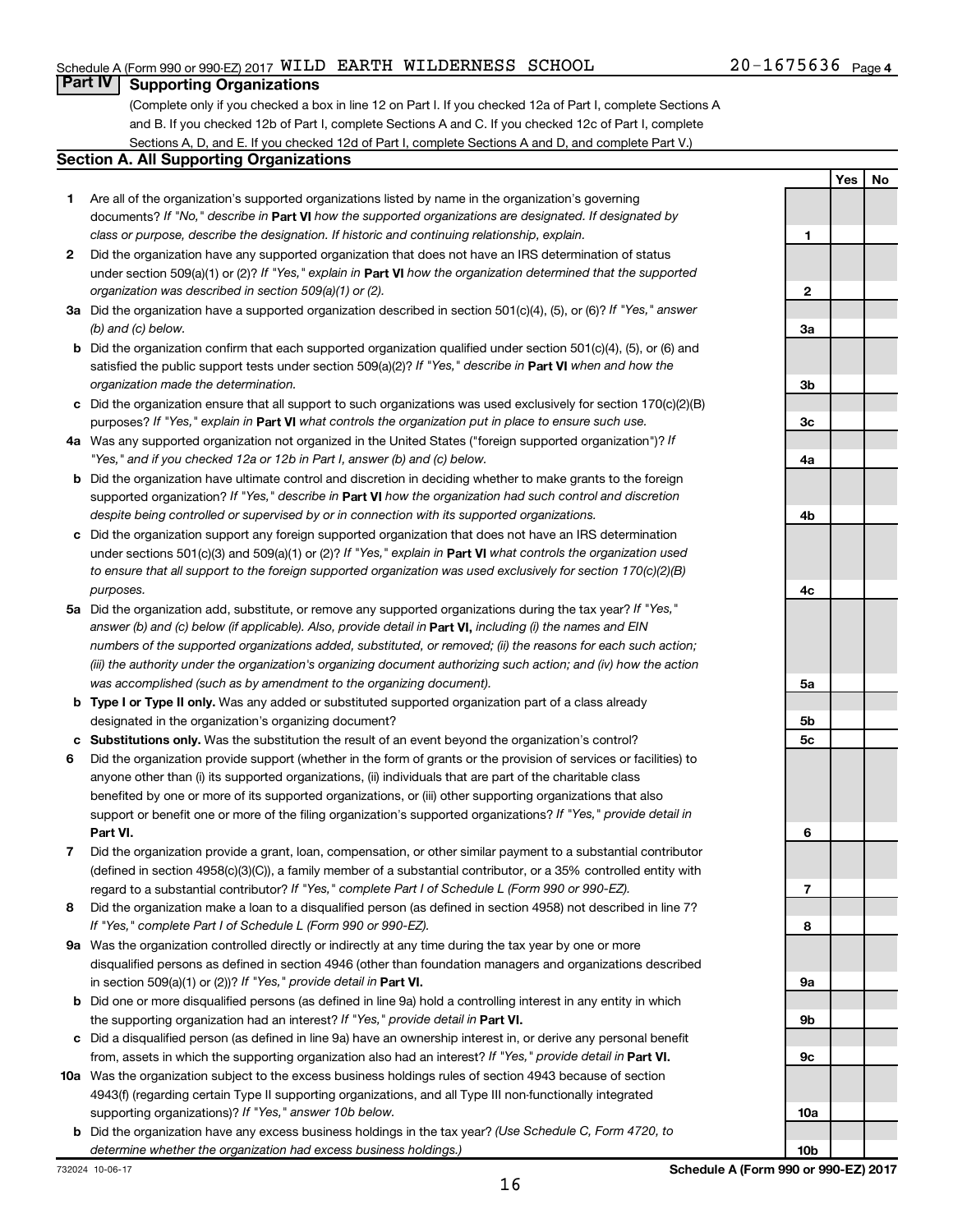Schedule A (Form 990 or 990-EZ) 2017 WILD EARTH WILDERNESS SCHOOL 20-1675636 Page 4

## Part IV Supporting Organizations

(Complete only if you checked a box in line 12 on Part I. If you checked 12a of Part I, complete Sections A and B. If you checked 12b of Part I, complete Sections A and C. If you checked 12c of Part I, complete Sections A, D, and E. If you checked 12d of Part I, complete Sections A and D, and complete Part V.)

### Section A. All Supporting Organizations

| | | | Yes | No |
|---|---|---|---|---|
| **1** | Are all of the organization's supported organizations listed by name in the organization's governing documents? *If "No," describe in* **Part VI** *how the supported organizations are designated. If designated by class or purpose, describe the designation. If historic and continuing relationship, explain.* | 1 | | |
| **2** | Did the organization have any supported organization that does not have an IRS determination of status under section 509(a)(1) or (2)? *If "Yes," explain in* **Part VI** *how the organization determined that the supported organization was described in section 509(a)(1) or (2).* | 2 | | |
| **3a** | Did the organization have a supported organization described in section 501(c)(4), (5), or (6)? *If "Yes," answer (b) and (c) below.* | 3a | | |
| **b** | Did the organization confirm that each supported organization qualified under section 501(c)(4), (5), or (6) and satisfied the public support tests under section 509(a)(2)? *If "Yes," describe in* **Part VI** *when and how the organization made the determination.* | 3b | | |
| **c** | Did the organization ensure that all support to such organizations was used exclusively for section 170(c)(2)(B) purposes? *If "Yes," explain in* **Part VI** *what controls the organization put in place to ensure such use.* | 3c | | |
| **4a** | Was any supported organization not organized in the United States ("foreign supported organization")? *If "Yes," and if you checked 12a or 12b in Part I, answer (b) and (c) below.* | 4a | | |
| **b** | Did the organization have ultimate control and discretion in deciding whether to make grants to the foreign supported organization? *If "Yes," describe in* **Part VI** *how the organization had such control and discretion despite being controlled or supervised by or in connection with its supported organizations.* | 4b | | |
| **c** | Did the organization support any foreign supported organization that does not have an IRS determination under sections 501(c)(3) and 509(a)(1) or (2)? *If "Yes," explain in* **Part VI** *what controls the organization used to ensure that all support to the foreign supported organization was used exclusively for section 170(c)(2)(B) purposes.* | 4c | | |
| **5a** | Did the organization add, substitute, or remove any supported organizations during the tax year? *If "Yes," answer (b) and (c) below (if applicable). Also, provide detail in* **Part VI,** *including (i) the names and EIN numbers of the supported organizations added, substituted, or removed; (ii) the reasons for each such action; (iii) the authority under the organization's organizing document authorizing such action; and (iv) how the action was accomplished (such as by amendment to the organizing document).* | 5a | | |
| **b** | **Type I or Type II only.** Was any added or substituted supported organization part of a class already designated in the organization's organizing document? | 5b | | |
| **c** | **Substitutions only.** Was the substitution the result of an event beyond the organization's control? | 5c | | |
| **6** | Did the organization provide support (whether in the form of grants or the provision of services or facilities) to anyone other than (i) its supported organizations, (ii) individuals that are part of the charitable class benefited by one or more of its supported organizations, or (iii) other supporting organizations that also support or benefit one or more of the filing organization's supported organizations? *If "Yes," provide detail in* **Part VI.** | 6 | | |
| **7** | Did the organization provide a grant, loan, compensation, or other similar payment to a substantial contributor (defined in section 4958(c)(3)(C)), a family member of a substantial contributor, or a 35% controlled entity with regard to a substantial contributor? *If "Yes," complete Part I of Schedule L (Form 990 or 990-EZ).* | 7 | | |
| **8** | Did the organization make a loan to a disqualified person (as defined in section 4958) not described in line 7? *If "Yes," complete Part I of Schedule L (Form 990 or 990-EZ).* | 8 | | |
| **9a** | Was the organization controlled directly or indirectly at any time during the tax year by one or more disqualified persons as defined in section 4946 (other than foundation managers and organizations described in section 509(a)(1) or (2))? *If "Yes," provide detail in* **Part VI.** | 9a | | |
| **b** | Did one or more disqualified persons (as defined in line 9a) hold a controlling interest in any entity in which the supporting organization had an interest? *If "Yes," provide detail in* **Part VI.** | 9b | | |
| **c** | Did a disqualified person (as defined in line 9a) have an ownership interest in, or derive any personal benefit from, assets in which the supporting organization also had an interest? *If "Yes," provide detail in* **Part VI.** | 9c | | |
| **10a** | Was the organization subject to the excess business holdings rules of section 4943 because of section 4943(f) (regarding certain Type II supporting organizations, and all Type III non-functionally integrated supporting organizations)? *If "Yes," answer 10b below.* | 10a | | |
| **b** | Did the organization have any excess business holdings in the tax year? *(Use Schedule C, Form 4720, to determine whether the organization had excess business holdings.)* | 10b | | |

732024 10-06-17 **Schedule A (Form 990 or 990-EZ) 2017**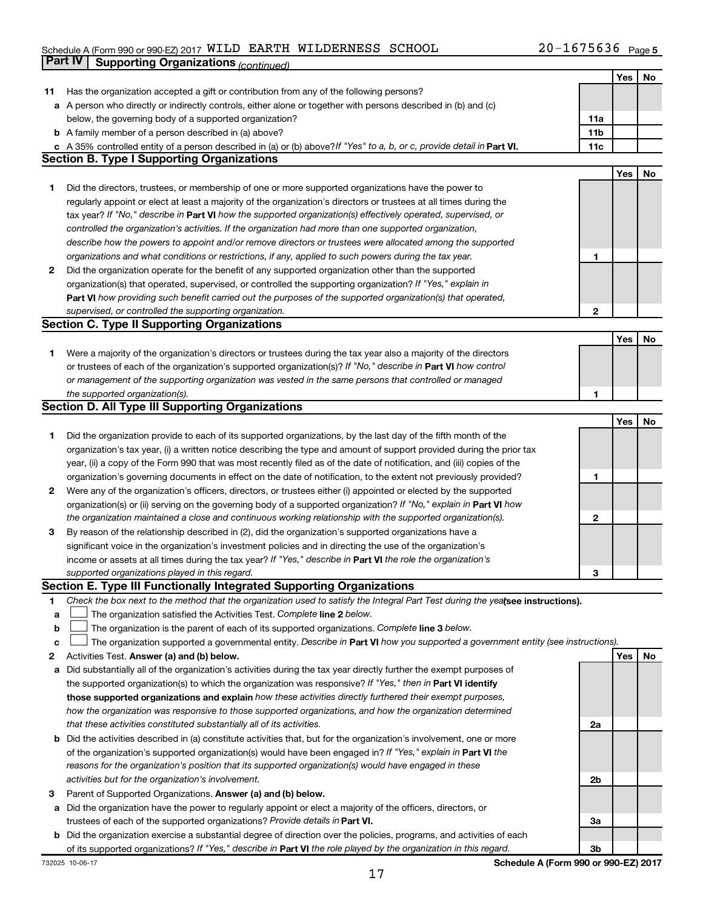Schedule A (Form 990 or 990-EZ) 2017 WILD EARTH WILDERNESS SCHOOL 20-1675636 Page 5

**Part IV | Supporting Organizations** *(continued)*

| | | | Yes | No |
|---|---|---|---|---|
| **11** | Has the organization accepted a gift or contribution from any of the following persons? | | | |
| **a** | A person who directly or indirectly controls, either alone or together with persons described in (b) and (c) below, the governing body of a supported organization? | **11a** | | |
| **b** | A family member of a person described in (a) above? | **11b** | | |
| **c** | A 35% controlled entity of a person described in (a) or (b) above? *If "Yes" to a, b, or c, provide detail in* **Part VI.** | **11c** | | |

### Section B. Type I Supporting Organizations

| | | | Yes | No |
|---|---|---|---|---|
| **1** | Did the directors, trustees, or membership of one or more supported organizations have the power to regularly appoint or elect at least a majority of the organization's directors or trustees at all times during the tax year? *If "No," describe in* **Part VI** *how the supported organization(s) effectively operated, supervised, or controlled the organization's activities. If the organization had more than one supported organization, describe how the powers to appoint and/or remove directors or trustees were allocated among the supported organizations and what conditions or restrictions, if any, applied to such powers during the tax year.* | **1** | | |
| **2** | Did the organization operate for the benefit of any supported organization other than the supported organization(s) that operated, supervised, or controlled the supporting organization? *If "Yes," explain in* **Part VI** *how providing such benefit carried out the purposes of the supported organization(s) that operated, supervised, or controlled the supporting organization.* | **2** | | |

### Section C. Type II Supporting Organizations

| | | | Yes | No |
|---|---|---|---|---|
| **1** | Were a majority of the organization's directors or trustees during the tax year also a majority of the directors or trustees of each of the organization's supported organization(s)? *If "No," describe in* **Part VI** *how control or management of the supporting organization was vested in the same persons that controlled or managed the supported organization(s).* | **1** | | |

### Section D. All Type III Supporting Organizations

| | | | Yes | No |
|---|---|---|---|---|
| **1** | Did the organization provide to each of its supported organizations, by the last day of the fifth month of the organization's tax year, (i) a written notice describing the type and amount of support provided during the prior tax year, (ii) a copy of the Form 990 that was most recently filed as of the date of notification, and (iii) copies of the organization's governing documents in effect on the date of notification, to the extent not previously provided? | **1** | | |
| **2** | Were any of the organization's officers, directors, or trustees either (i) appointed or elected by the supported organization(s) or (ii) serving on the governing body of a supported organization? *If "No," explain in* **Part VI** *how the organization maintained a close and continuous working relationship with the supported organization(s).* | **2** | | |
| **3** | By reason of the relationship described in (2), did the organization's supported organizations have a significant voice in the organization's investment policies and in directing the use of the organization's income or assets at all times during the tax year? *If "Yes," describe in* **Part VI** *the role the organization's supported organizations played in this regard.* | **3** | | |

### Section E. Type III Functionally Integrated Supporting Organizations

**1** *Check the box next to the method that the organization used to satisfy the Integral Part Test during the year* **(see instructions).**

- **a** ☐ The organization satisfied the Activities Test. *Complete* **line 2** *below.*
- **b** ☐ The organization is the parent of each of its supported organizations. *Complete* **line 3** *below.*
- **c** ☐ The organization supported a governmental entity. *Describe in* **Part VI** *how you supported a government entity (see instructions).*

| | | | Yes | No |
|---|---|---|---|---|
| **2** | Activities Test. **Answer (a) and (b) below.** | | | |
| **a** | Did substantially all of the organization's activities during the tax year directly further the exempt purposes of the supported organization(s) to which the organization was responsive? *If "Yes," then in* **Part VI identify those supported organizations and explain** *how these activities directly furthered their exempt purposes, how the organization was responsive to those supported organizations, and how the organization determined that these activities constituted substantially all of its activities.* | **2a** | | |
| **b** | Did the activities described in (a) constitute activities that, but for the organization's involvement, one or more of the organization's supported organization(s) would have been engaged in? *If "Yes," explain in* **Part VI** *the reasons for the organization's position that its supported organization(s) would have engaged in these activities but for the organization's involvement.* | **2b** | | |
| **3** | Parent of Supported Organizations. **Answer (a) and (b) below.** | | | |
| **a** | Did the organization have the power to regularly appoint or elect a majority of the officers, directors, or trustees of each of the supported organizations? *Provide details in* **Part VI.** | **3a** | | |
| **b** | Did the organization exercise a substantial degree of direction over the policies, programs, and activities of each of its supported organizations? *If "Yes," describe in* **Part VI** *the role played by the organization in this regard.* | **3b** | | |

732025 10-06-17 **Schedule A (Form 990 or 990-EZ) 2017**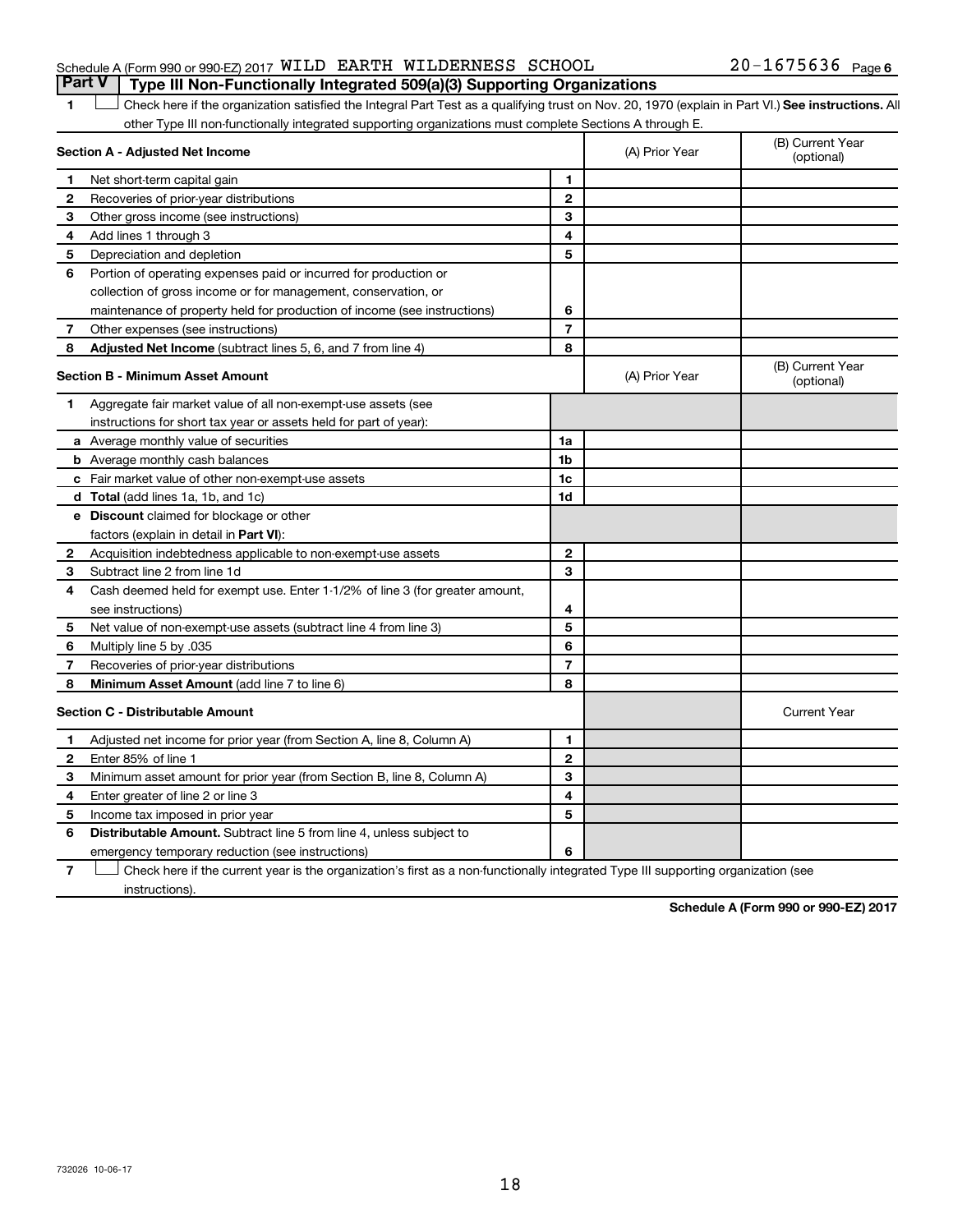Schedule A (Form 990 or 990-EZ) 2017 WILD EARTH WILDERNESS SCHOOL 20-1675636 Page 6

## Part V — Type III Non-Functionally Integrated 509(a)(3) Supporting Organizations

1 ☐ Check here if the organization satisfied the Integral Part Test as a qualifying trust on Nov. 20, 1970 (explain in Part VI.) **See instructions.** All other Type III non-functionally integrated supporting organizations must complete Sections A through E.

| **Section A - Adjusted Net Income** | | (A) Prior Year | (B) Current Year (optional) |
|---|---|---|---|
| 1 Net short-term capital gain | 1 | | |
| 2 Recoveries of prior-year distributions | 2 | | |
| 3 Other gross income (see instructions) | 3 | | |
| 4 Add lines 1 through 3 | 4 | | |
| 5 Depreciation and depletion | 5 | | |
| 6 Portion of operating expenses paid or incurred for production or collection of gross income or for management, conservation, or maintenance of property held for production of income (see instructions) | 6 | | |
| 7 Other expenses (see instructions) | 7 | | |
| 8 **Adjusted Net Income** (subtract lines 5, 6, and 7 from line 4) | 8 | | |

| **Section B - Minimum Asset Amount** | | (A) Prior Year | (B) Current Year (optional) |
|---|---|---|---|
| 1 Aggregate fair market value of all non-exempt-use assets (see instructions for short tax year or assets held for part of year): | | | |
| a Average monthly value of securities | 1a | | |
| b Average monthly cash balances | 1b | | |
| c Fair market value of other non-exempt-use assets | 1c | | |
| d **Total** (add lines 1a, 1b, and 1c) | 1d | | |
| e **Discount** claimed for blockage or other factors (explain in detail in **Part VI**): | | | |
| 2 Acquisition indebtedness applicable to non-exempt-use assets | 2 | | |
| 3 Subtract line 2 from line 1d | 3 | | |
| 4 Cash deemed held for exempt use. Enter 1-1/2% of line 3 (for greater amount, see instructions) | 4 | | |
| 5 Net value of non-exempt-use assets (subtract line 4 from line 3) | 5 | | |
| 6 Multiply line 5 by .035 | 6 | | |
| 7 Recoveries of prior-year distributions | 7 | | |
| 8 **Minimum Asset Amount** (add line 7 to line 6) | 8 | | |

| **Section C - Distributable Amount** | | | Current Year |
|---|---|---|---|
| 1 Adjusted net income for prior year (from Section A, line 8, Column A) | 1 | | |
| 2 Enter 85% of line 1 | 2 | | |
| 3 Minimum asset amount for prior year (from Section B, line 8, Column A) | 3 | | |
| 4 Enter greater of line 2 or line 3 | 4 | | |
| 5 Income tax imposed in prior year | 5 | | |
| 6 **Distributable Amount.** Subtract line 5 from line 4, unless subject to emergency temporary reduction (see instructions) | 6 | | |

7 ☐ Check here if the current year is the organization's first as a non-functionally integrated Type III supporting organization (see instructions).

**Schedule A (Form 990 or 990-EZ) 2017**

732026 10-06-17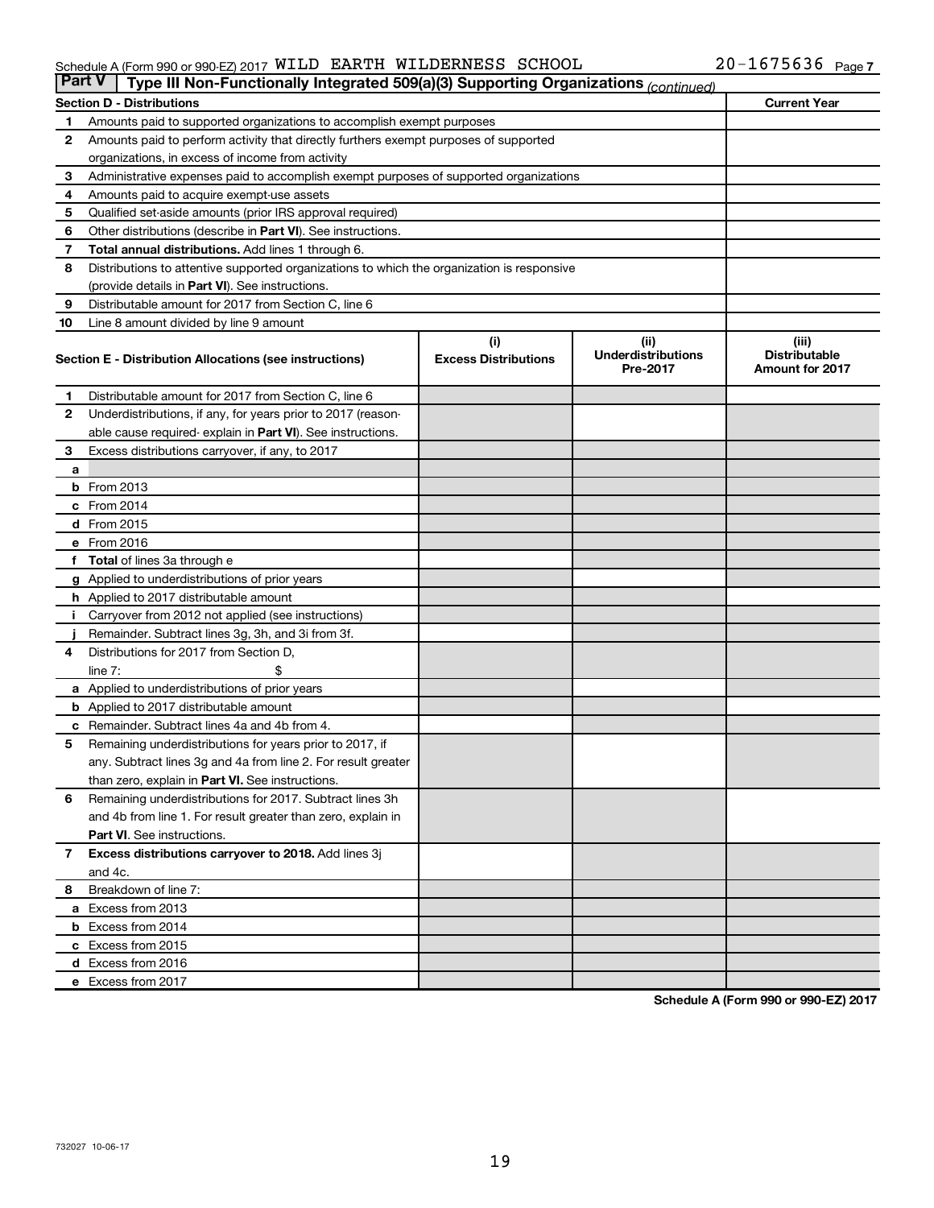Schedule A (Form 990 or 990-EZ) 2017 WILD EARTH WILDERNESS SCHOOL 20-1675636 Page 7

**Part V Type III Non-Functionally Integrated 509(a)(3) Supporting Organizations** *(continued)*

| Section D - Distributions | | Current Year |
|---|---|---|
| 1 | Amounts paid to supported organizations to accomplish exempt purposes | |
| 2 | Amounts paid to perform activity that directly furthers exempt purposes of supported organizations, in excess of income from activity | |
| 3 | Administrative expenses paid to accomplish exempt purposes of supported organizations | |
| 4 | Amounts paid to acquire exempt-use assets | |
| 5 | Qualified set-aside amounts (prior IRS approval required) | |
| 6 | Other distributions (describe in **Part VI**). See instructions. | |
| 7 | **Total annual distributions.** Add lines 1 through 6. | |
| 8 | Distributions to attentive supported organizations to which the organization is responsive (provide details in **Part VI**). See instructions. | |
| 9 | Distributable amount for 2017 from Section C, line 6 | |
| 10 | Line 8 amount divided by line 9 amount | |

| Section E - Distribution Allocations (see instructions) | (i) Excess Distributions | (ii) Underdistributions Pre-2017 | (iii) Distributable Amount for 2017 |
|---|---|---|---|
| 1 Distributable amount for 2017 from Section C, line 6 | | | |
| 2 Underdistributions, if any, for years prior to 2017 (reasonable cause required- explain in **Part VI**). See instructions. | | | |
| 3 Excess distributions carryover, if any, to 2017 | | | |
| a | | | |
| b From 2013 | | | |
| c From 2014 | | | |
| d From 2015 | | | |
| e From 2016 | | | |
| f **Total** of lines 3a through e | | | |
| g Applied to underdistributions of prior years | | | |
| h Applied to 2017 distributable amount | | | |
| i Carryover from 2012 not applied (see instructions) | | | |
| j Remainder. Subtract lines 3g, 3h, and 3i from 3f. | | | |
| 4 Distributions for 2017 from Section D, line 7: $ | | | |
| a Applied to underdistributions of prior years | | | |
| b Applied to 2017 distributable amount | | | |
| c Remainder. Subtract lines 4a and 4b from 4. | | | |
| 5 Remaining underdistributions for years prior to 2017, if any. Subtract lines 3g and 4a from line 2. For result greater than zero, explain in **Part VI.** See instructions. | | | |
| 6 Remaining underdistributions for 2017. Subtract lines 3h and 4b from line 1. For result greater than zero, explain in **Part VI**. See instructions. | | | |
| 7 **Excess distributions carryover to 2018.** Add lines 3j and 4c. | | | |
| 8 Breakdown of line 7: | | | |
| a Excess from 2013 | | | |
| b Excess from 2014 | | | |
| c Excess from 2015 | | | |
| d Excess from 2016 | | | |
| e Excess from 2017 | | | |

**Schedule A (Form 990 or 990-EZ) 2017**

732027 10-06-17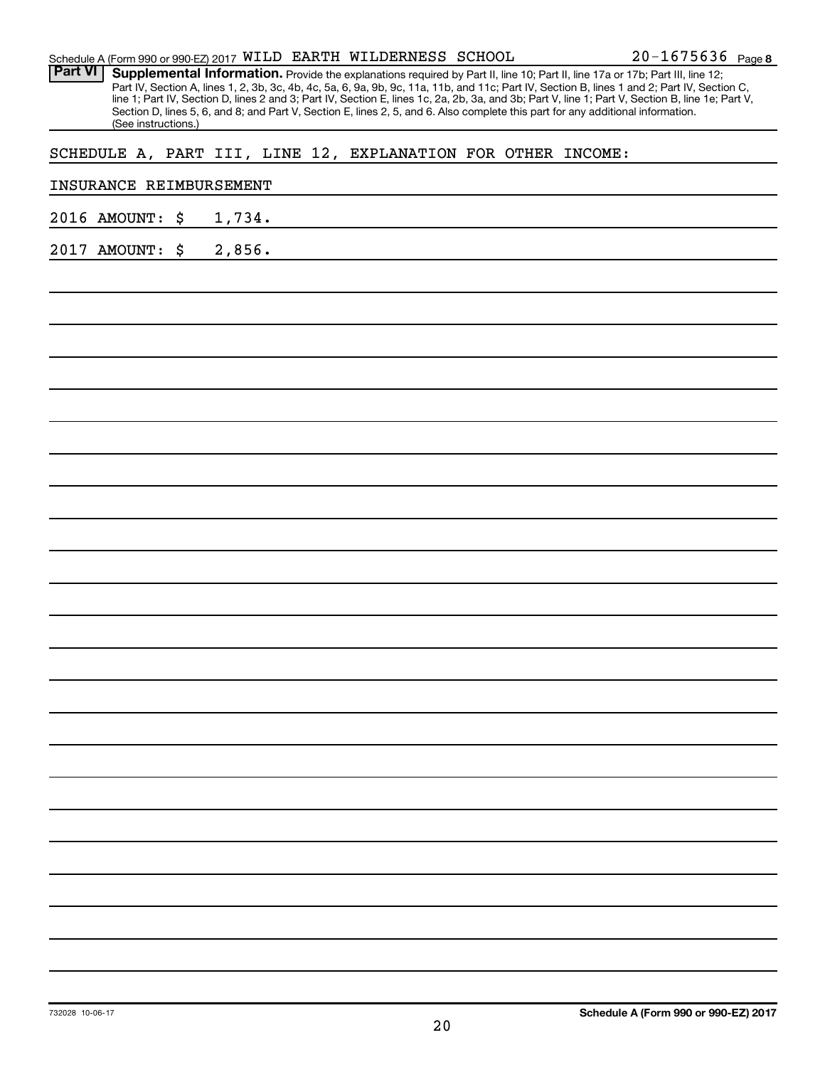Schedule A (Form 990 or 990-EZ) 2017 WILD EARTH WILDERNESS SCHOOL 20-1675636 Page **8**

**Part VI** **Supplemental Information.** Provide the explanations required by Part II, line 10; Part II, line 17a or 17b; Part III, line 12; Part IV, Section A, lines 1, 2, 3b, 3c, 4b, 4c, 5a, 6, 9a, 9b, 9c, 11a, 11b, and 11c; Part IV, Section B, lines 1 and 2; Part IV, Section C, line 1; Part IV, Section D, lines 2 and 3; Part IV, Section E, lines 1c, 2a, 2b, 3a, and 3b; Part V, line 1; Part V, Section B, line 1e; Part V, Section D, lines 5, 6, and 8; and Part V, Section E, lines 2, 5, and 6. Also complete this part for any additional information. (See instructions.)

SCHEDULE A, PART III, LINE 12, EXPLANATION FOR OTHER INCOME:

INSURANCE REIMBURSEMENT

2016 AMOUNT: $ 1,734.

2017 AMOUNT: $ 2,856.

732028 10-06-17

**Schedule A (Form 990 or 990-EZ) 2017**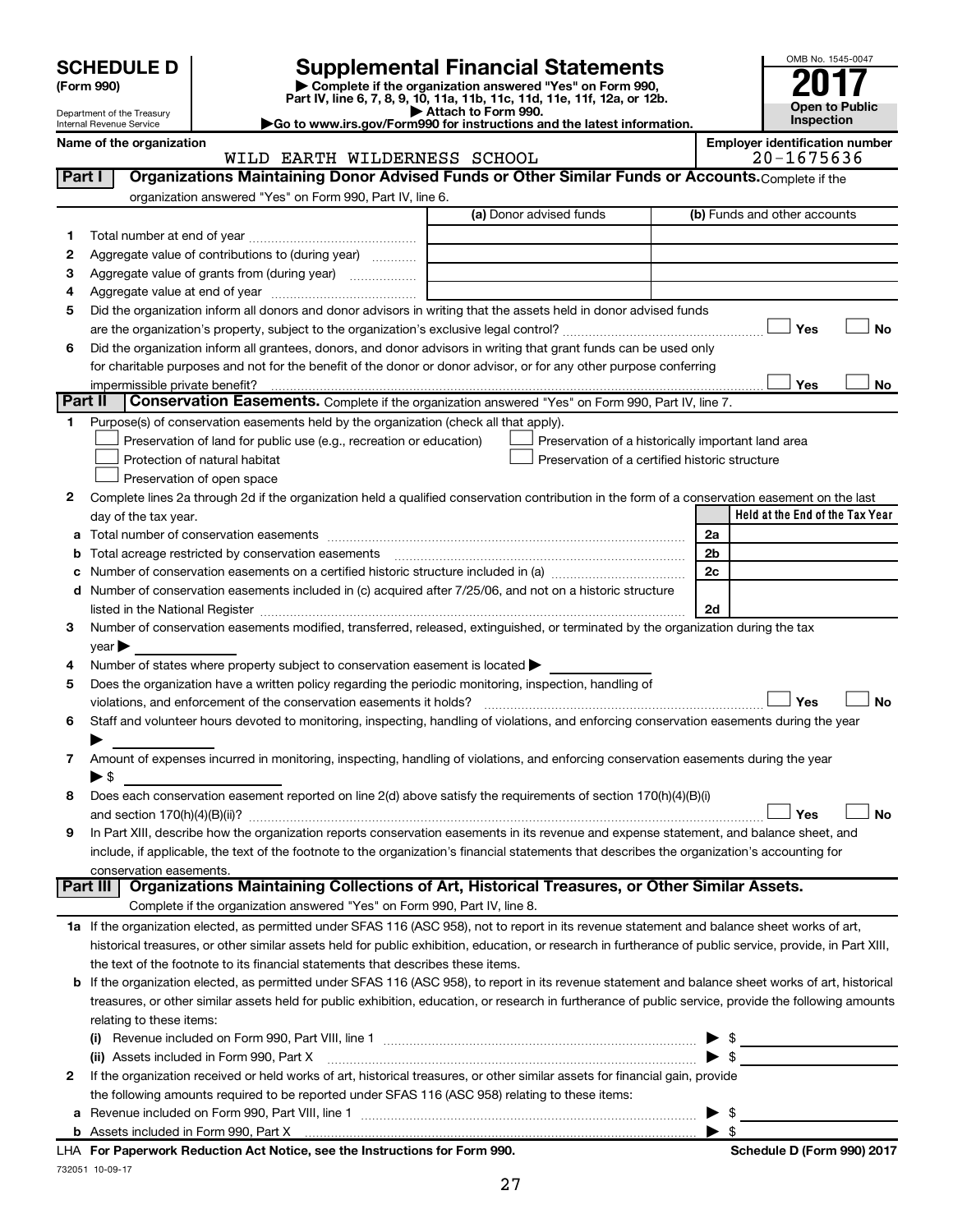# SCHEDULE D (Form 990)

Department of the Treasury
Internal Revenue Service

## Supplemental Financial Statements

▶ Complete if the organization answered "Yes" on Form 990, Part IV, line 6, 7, 8, 9, 10, 11a, 11b, 11c, 11d, 11e, 11f, 12a, or 12b.
▶ Attach to Form 990.
▶Go to www.irs.gov/Form990 for instructions and the latest information.

OMB No. 1545-0047
**2017**
**Open to Public Inspection**

**Name of the organization:** WILD EARTH WILDERNESS SCHOOL
**Employer identification number:** 20-1675636

### Part I Organizations Maintaining Donor Advised Funds or Other Similar Funds or Accounts.

Complete if the organization answered "Yes" on Form 990, Part IV, line 6.

| | | (a) Donor advised funds | (b) Funds and other accounts |
|---|---|---|---|
| 1 | Total number at end of year | | |
| 2 | Aggregate value of contributions to (during year) | | |
| 3 | Aggregate value of grants from (during year) | | |
| 4 | Aggregate value at end of year | | |

5 Did the organization inform all donors and donor advisors in writing that the assets held in donor advised funds are the organization's property, subject to the organization's exclusive legal control? ☐ Yes ☐ No

6 Did the organization inform all grantees, donors, and donor advisors in writing that grant funds can be used only for charitable purposes and not for the benefit of the donor or donor advisor, or for any other purpose conferring impermissible private benefit? ☐ Yes ☐ No

### Part II Conservation Easements.

Complete if the organization answered "Yes" on Form 990, Part IV, line 7.

1 Purpose(s) of conservation easements held by the organization (check all that apply).

- ☐ Preservation of land for public use (e.g., recreation or education)
- ☐ Preservation of a historically important land area
- ☐ Protection of natural habitat
- ☐ Preservation of a certified historic structure
- ☐ Preservation of open space

2 Complete lines 2a through 2d if the organization held a qualified conservation contribution in the form of a conservation easement on the last day of the tax year.

| | | | Held at the End of the Tax Year |
|---|---|---|---|
| a | Total number of conservation easements | 2a | |
| b | Total acreage restricted by conservation easements | 2b | |
| c | Number of conservation easements on a certified historic structure included in (a) | 2c | |
| d | Number of conservation easements included in (c) acquired after 7/25/06, and not on a historic structure listed in the National Register | 2d | |

3 Number of conservation easements modified, transferred, released, extinguished, or terminated by the organization during the tax year ▶

4 Number of states where property subject to conservation easement is located ▶

5 Does the organization have a written policy regarding the periodic monitoring, inspection, handling of violations, and enforcement of the conservation easements it holds? ☐ Yes ☐ No

6 Staff and volunteer hours devoted to monitoring, inspecting, handling of violations, and enforcing conservation easements during the year ▶

7 Amount of expenses incurred in monitoring, inspecting, handling of violations, and enforcing conservation easements during the year ▶ $

8 Does each conservation easement reported on line 2(d) above satisfy the requirements of section 170(h)(4)(B)(i) and section 170(h)(4)(B)(ii)? ☐ Yes ☐ No

9 In Part XIII, describe how the organization reports conservation easements in its revenue and expense statement, and balance sheet, and include, if applicable, the text of the footnote to the organization's financial statements that describes the organization's accounting for conservation easements.

### Part III Organizations Maintaining Collections of Art, Historical Treasures, or Other Similar Assets.

Complete if the organization answered "Yes" on Form 990, Part IV, line 8.

1a If the organization elected, as permitted under SFAS 116 (ASC 958), not to report in its revenue statement and balance sheet works of art, historical treasures, or other similar assets held for public exhibition, education, or research in furtherance of public service, provide, in Part XIII, the text of the footnote to its financial statements that describes these items.

b If the organization elected, as permitted under SFAS 116 (ASC 958), to report in its revenue statement and balance sheet works of art, historical treasures, or other similar assets held for public exhibition, education, or research in furtherance of public service, provide the following amounts relating to these items:

(i) Revenue included on Form 990, Part VIII, line 1 ▶ $

(ii) Assets included in Form 990, Part X ▶ $

2 If the organization received or held works of art, historical treasures, or other similar assets for financial gain, provide the following amounts required to be reported under SFAS 116 (ASC 958) relating to these items:

a Revenue included on Form 990, Part VIII, line 1 ▶ $

b Assets included in Form 990, Part X ▶ $

LHA For Paperwork Reduction Act Notice, see the Instructions for Form 990. Schedule D (Form 990) 2017

732051 10-09-17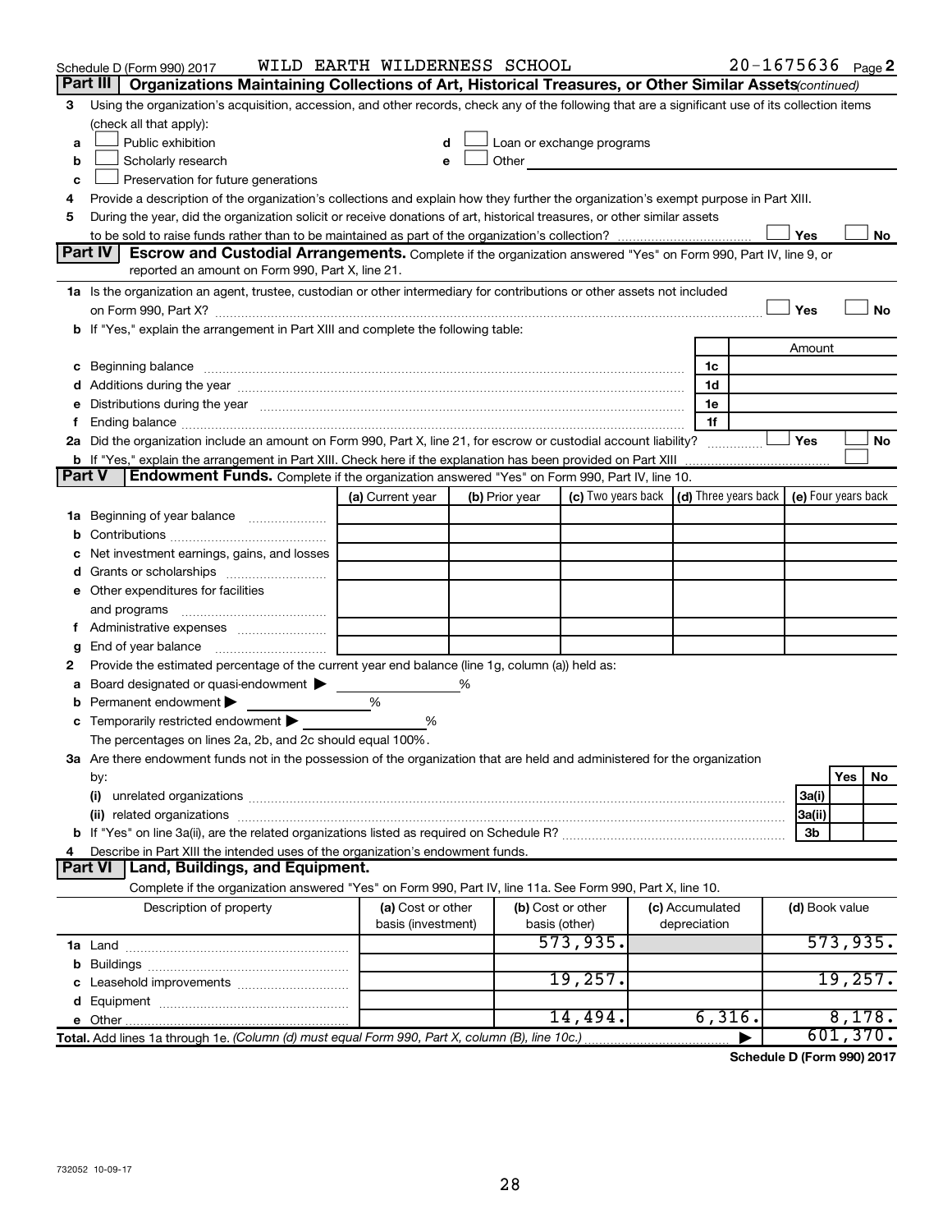Schedule D (Form 990) 2017 WILD EARTH WILDERNESS SCHOOL 20-1675636 Page 2

## Part III Organizations Maintaining Collections of Art, Historical Treasures, or Other Similar Assets *(continued)*

3 Using the organization's acquisition, accession, and other records, check any of the following that are a significant use of its collection items (check all that apply):

- a ☐ Public exhibition
- b ☐ Scholarly research
- c ☐ Preservation for future generations
- d ☐ Loan or exchange programs
- e ☐ Other

4 Provide a description of the organization's collections and explain how they further the organization's exempt purpose in Part XIII.

5 During the year, did the organization solicit or receive donations of art, historical treasures, or other similar assets to be sold to raise funds rather than to be maintained as part of the organization's collection? ☐ Yes ☐ No

## Part IV Escrow and Custodial Arrangements.

Complete if the organization answered "Yes" on Form 990, Part IV, line 9, or reported an amount on Form 990, Part X, line 21.

1a Is the organization an agent, trustee, custodian or other intermediary for contributions or other assets not included on Form 990, Part X? ☐ Yes ☐ No

b If "Yes," explain the arrangement in Part XIII and complete the following table:

| | | Amount |
|---|---|---|
| c Beginning balance | 1c | |
| d Additions during the year | 1d | |
| e Distributions during the year | 1e | |
| f Ending balance | 1f | |

2a Did the organization include an amount on Form 990, Part X, line 21, for escrow or custodial account liability? ☐ Yes ☐ No

b If "Yes," explain the arrangement in Part XIII. Check here if the explanation has been provided on Part XIII ☐

## Part V Endowment Funds.

Complete if the organization answered "Yes" on Form 990, Part IV, line 10.

| | (a) Current year | (b) Prior year | (c) Two years back | (d) Three years back | (e) Four years back |
|---|---|---|---|---|---|
| 1a Beginning of year balance | | | | | |
| b Contributions | | | | | |
| c Net investment earnings, gains, and losses | | | | | |
| d Grants or scholarships | | | | | |
| e Other expenditures for facilities and programs | | | | | |
| f Administrative expenses | | | | | |
| g End of year balance | | | | | |

2 Provide the estimated percentage of the current year end balance (line 1g, column (a)) held as:

- a Board designated or quasi-endowment ▶ %
- b Permanent endowment ▶ %
- c Temporarily restricted endowment ▶ %

The percentages on lines 2a, 2b, and 2c should equal 100%.

3a Are there endowment funds not in the possession of the organization that are held and administered for the organization by:

| | | Yes | No |
|---|---|---|---|
| (i) unrelated organizations | 3a(i) | | |
| (ii) related organizations | 3a(ii) | | |
| b If "Yes" on line 3a(ii), are the related organizations listed as required on Schedule R? | 3b | | |

4 Describe in Part XIII the intended uses of the organization's endowment funds.

## Part VI Land, Buildings, and Equipment.

Complete if the organization answered "Yes" on Form 990, Part IV, line 11a. See Form 990, Part X, line 10.

| Description of property | (a) Cost or other basis (investment) | (b) Cost or other basis (other) | (c) Accumulated depreciation | (d) Book value |
|---|---|---|---|---|
| 1a Land | | 573,935. | | 573,935. |
| b Buildings | | | | |
| c Leasehold improvements | | 19,257. | | 19,257. |
| d Equipment | | | | |
| e Other | | 14,494. | 6,316. | 8,178. |
| Total. Add lines 1a through 1e. *(Column (d) must equal Form 990, Part X, column (B), line 10c.)* ▶ | | | | 601,370. |

Schedule D (Form 990) 2017

732052 10-09-17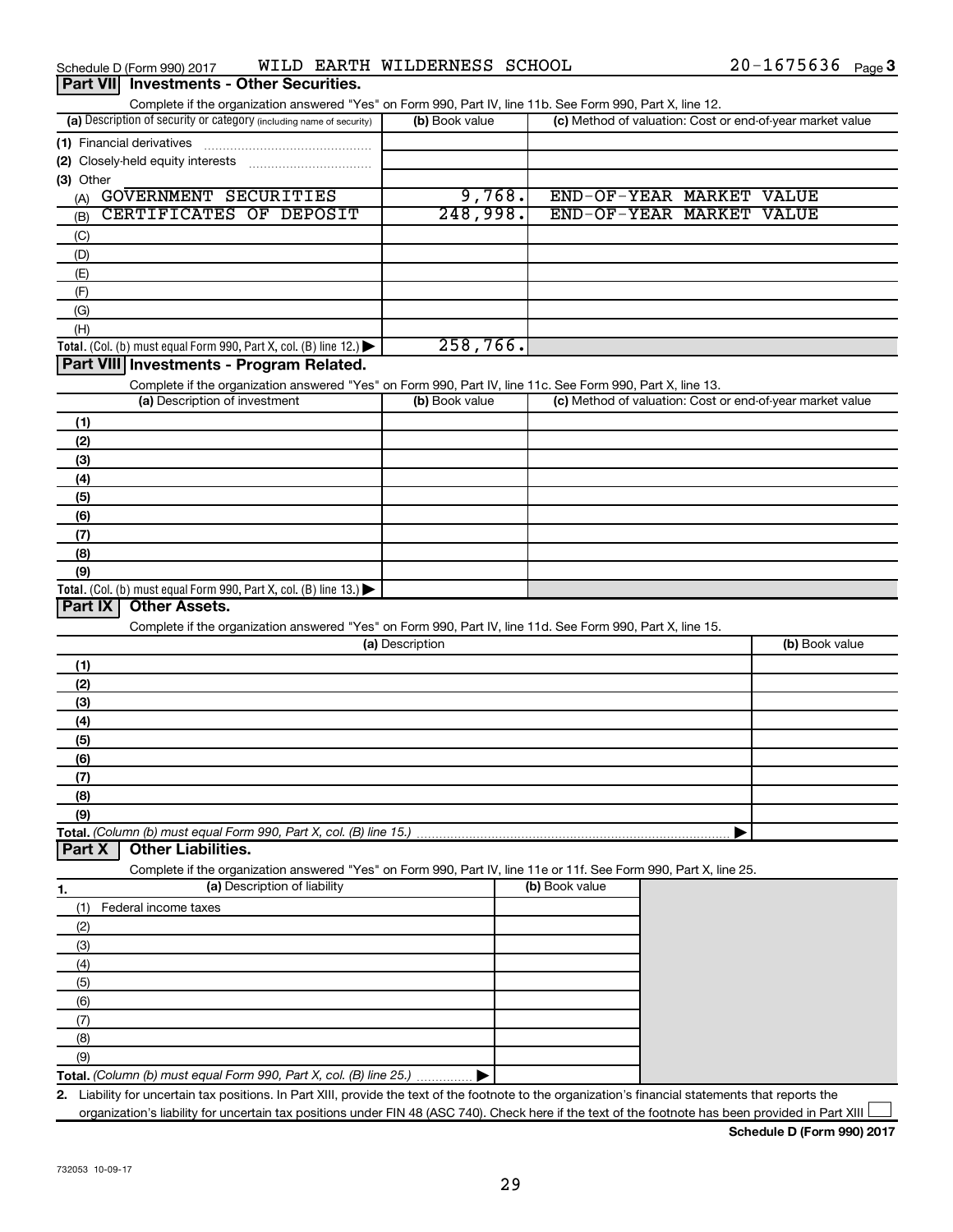Schedule D (Form 990) 2017 WILD EARTH WILDERNESS SCHOOL 20-1675636 Page 3

## Part VII Investments - Other Securities.

Complete if the organization answered "Yes" on Form 990, Part IV, line 11b. See Form 990, Part X, line 12.

| (a) Description of security or category (including name of security) | (b) Book value | (c) Method of valuation: Cost or end-of-year market value |
|---|---|---|
| (1) Financial derivatives | | |
| (2) Closely-held equity interests | | |
| (3) Other | | |
| (A) GOVERNMENT SECURITIES | 9,768. | END-OF-YEAR MARKET VALUE |
| (B) CERTIFICATES OF DEPOSIT | 248,998. | END-OF-YEAR MARKET VALUE |
| (C) | | |
| (D) | | |
| (E) | | |
| (F) | | |
| (G) | | |
| (H) | | |
| **Total.** (Col. (b) must equal Form 990, Part X, col. (B) line 12.) | 258,766. | |

## Part VIII Investments - Program Related.

Complete if the organization answered "Yes" on Form 990, Part IV, line 11c. See Form 990, Part X, line 13.

| (a) Description of investment | (b) Book value | (c) Method of valuation: Cost or end-of-year market value |
|---|---|---|
| (1) | | |
| (2) | | |
| (3) | | |
| (4) | | |
| (5) | | |
| (6) | | |
| (7) | | |
| (8) | | |
| (9) | | |
| **Total.** (Col. (b) must equal Form 990, Part X, col. (B) line 13.) | | |

## Part IX Other Assets.

Complete if the organization answered "Yes" on Form 990, Part IV, line 11d. See Form 990, Part X, line 15.

| (a) Description | (b) Book value |
|---|---|
| (1) | |
| (2) | |
| (3) | |
| (4) | |
| (5) | |
| (6) | |
| (7) | |
| (8) | |
| (9) | |
| **Total.** *(Column (b) must equal Form 990, Part X, col. (B) line 15.)* | |

## Part X Other Liabilities.

Complete if the organization answered "Yes" on Form 990, Part IV, line 11e or 11f. See Form 990, Part X, line 25.

| 1. (a) Description of liability | (b) Book value |
|---|---|
| (1) Federal income taxes | |
| (2) | |
| (3) | |
| (4) | |
| (5) | |
| (6) | |
| (7) | |
| (8) | |
| (9) | |
| **Total.** *(Column (b) must equal Form 990, Part X, col. (B) line 25.)* | |

2. Liability for uncertain tax positions. In Part XIII, provide the text of the footnote to the organization's financial statements that reports the organization's liability for uncertain tax positions under FIN 48 (ASC 740). Check here if the text of the footnote has been provided in Part XIII ☐

**Schedule D (Form 990) 2017**

732053 10-09-17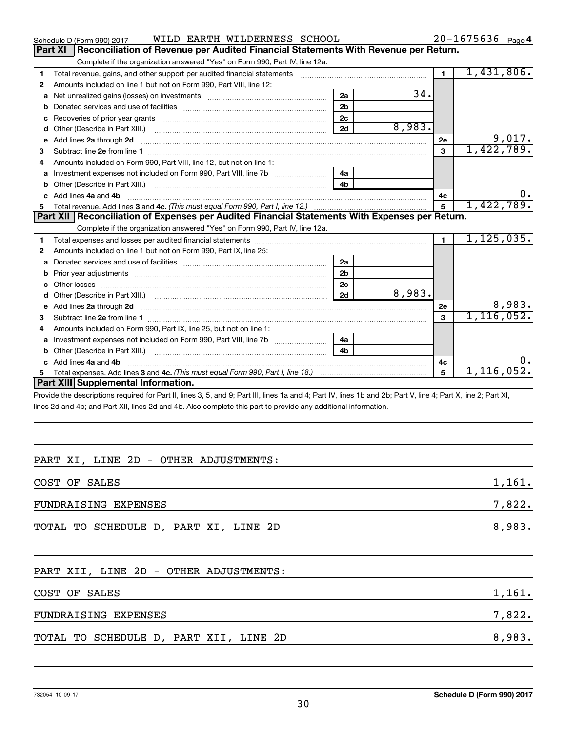Schedule D (Form 990) 2017 WILD EARTH WILDERNESS SCHOOL 20-1675636 Page 4

## Part XI Reconciliation of Revenue per Audited Financial Statements With Revenue per Return.

Complete if the organization answered "Yes" on Form 990, Part IV, line 12a.

| | | | | | |
|---|---|---|---|---|---|
| 1 | Total revenue, gains, and other support per audited financial statements | | | 1 | 1,431,806. |
| 2 | Amounts included on line 1 but not on Form 990, Part VIII, line 12: | | | | |
| a | Net unrealized gains (losses) on investments | 2a | 34. | | |
| b | Donated services and use of facilities | 2b | | | |
| c | Recoveries of prior year grants | 2c | | | |
| d | Other (Describe in Part XIII.) | 2d | 8,983. | | |
| e | Add lines 2a through 2d | | | 2e | 9,017. |
| 3 | Subtract line 2e from line 1 | | | 3 | 1,422,789. |
| 4 | Amounts included on Form 990, Part VIII, line 12, but not on line 1: | | | | |
| a | Investment expenses not included on Form 990, Part VIII, line 7b | 4a | | | |
| b | Other (Describe in Part XIII.) | 4b | | | |
| c | Add lines 4a and 4b | | | 4c | 0. |
| 5 | Total revenue. Add lines 3 and 4c. *(This must equal Form 990, Part I, line 12.)* | | | 5 | 1,422,789. |

## Part XII Reconciliation of Expenses per Audited Financial Statements With Expenses per Return.

Complete if the organization answered "Yes" on Form 990, Part IV, line 12a.

| | | | | | |
|---|---|---|---|---|---|
| 1 | Total expenses and losses per audited financial statements | | | 1 | 1,125,035. |
| 2 | Amounts included on line 1 but not on Form 990, Part IX, line 25: | | | | |
| a | Donated services and use of facilities | 2a | | | |
| b | Prior year adjustments | 2b | | | |
| c | Other losses | 2c | | | |
| d | Other (Describe in Part XIII.) | 2d | 8,983. | | |
| e | Add lines 2a through 2d | | | 2e | 8,983. |
| 3 | Subtract line 2e from line 1 | | | 3 | 1,116,052. |
| 4 | Amounts included on Form 990, Part IX, line 25, but not on line 1: | | | | |
| a | Investment expenses not included on Form 990, Part VIII, line 7b | 4a | | | |
| b | Other (Describe in Part XIII.) | 4b | | | |
| c | Add lines 4a and 4b | | | 4c | 0. |
| 5 | Total expenses. Add lines 3 and 4c. *(This must equal Form 990, Part I, line 18.)* | | | 5 | 1,116,052. |

## Part XIII Supplemental Information.

Provide the descriptions required for Part II, lines 3, 5, and 9; Part III, lines 1a and 4; Part IV, lines 1b and 2b; Part V, line 4; Part X, line 2; Part XI, lines 2d and 4b; and Part XII, lines 2d and 4b. Also complete this part to provide any additional information.

PART XI, LINE 2D - OTHER ADJUSTMENTS:

| | |
|---|---|
| COST OF SALES | 1,161. |
| FUNDRAISING EXPENSES | 7,822. |
| TOTAL TO SCHEDULE D, PART XI, LINE 2D | 8,983. |

PART XII, LINE 2D - OTHER ADJUSTMENTS:

| | |
|---|---|
| COST OF SALES | 1,161. |
| FUNDRAISING EXPENSES | 7,822. |
| TOTAL TO SCHEDULE D, PART XII, LINE 2D | 8,983. |

732054 10-09-17 Schedule D (Form 990) 2017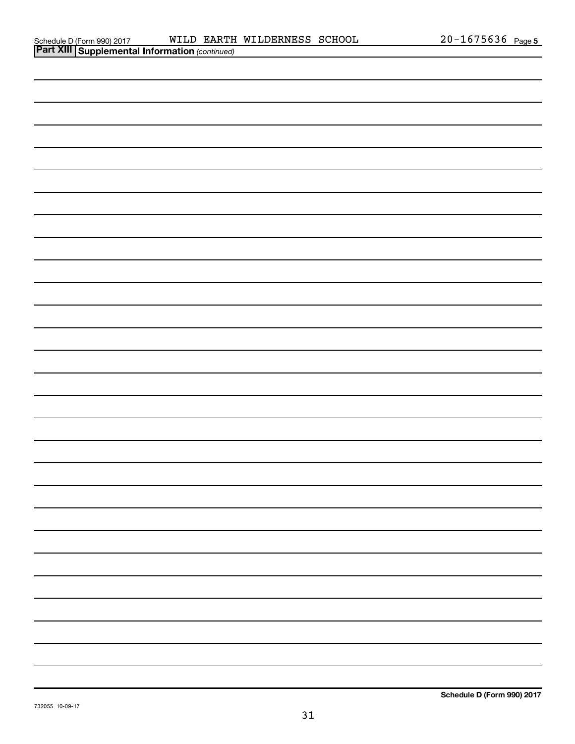Schedule D (Form 990) 2017 WILD EARTH WILDERNESS SCHOOL 20-1675636 Page 5

**Part XIII Supplemental Information** *(continued)*

**Schedule D (Form 990) 2017**

732055 10-09-17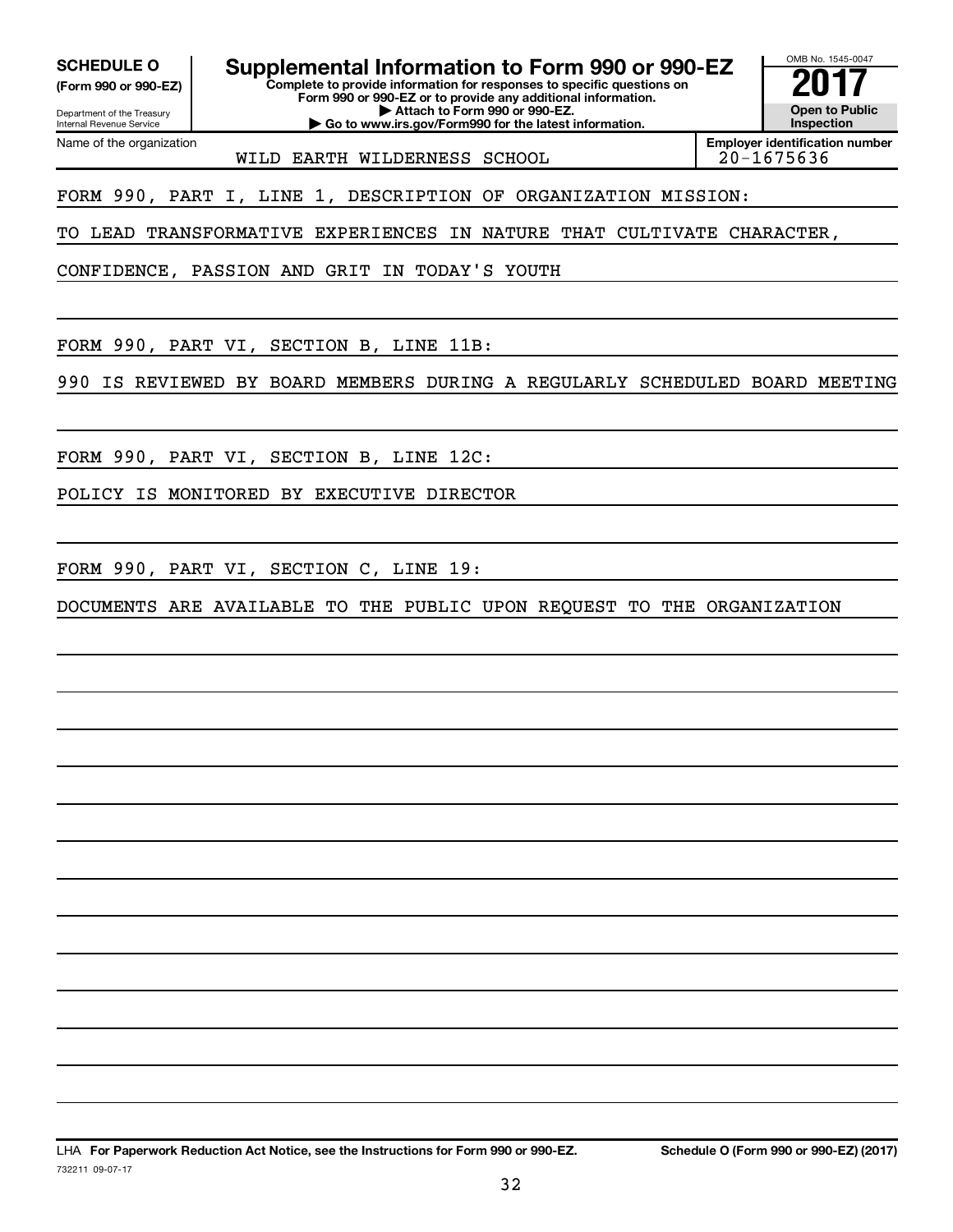**SCHEDULE O**
**(Form 990 or 990-EZ)**

Department of the Treasury
Internal Revenue Service

# Supplemental Information to Form 990 or 990-EZ

**Complete to provide information for responses to specific questions on Form 990 or 990-EZ or to provide any additional information.**
**▶ Attach to Form 990 or 990-EZ.**
**▶ Go to www.irs.gov/Form990 for the latest information.**

OMB No. 1545-0047
**2017**
**Open to Public Inspection**

| Name of the organization | Employer identification number |
|---|---|
| WILD EARTH WILDERNESS SCHOOL | 20-1675636 |

FORM 990, PART I, LINE 1, DESCRIPTION OF ORGANIZATION MISSION:

TO LEAD TRANSFORMATIVE EXPERIENCES IN NATURE THAT CULTIVATE CHARACTER, CONFIDENCE, PASSION AND GRIT IN TODAY'S YOUTH

FORM 990, PART VI, SECTION B, LINE 11B:

990 IS REVIEWED BY BOARD MEMBERS DURING A REGULARLY SCHEDULED BOARD MEETING

FORM 990, PART VI, SECTION B, LINE 12C:

POLICY IS MONITORED BY EXECUTIVE DIRECTOR

FORM 990, PART VI, SECTION C, LINE 19:

DOCUMENTS ARE AVAILABLE TO THE PUBLIC UPON REQUEST TO THE ORGANIZATION

LHA **For Paperwork Reduction Act Notice, see the Instructions for Form 990 or 990-EZ.** **Schedule O (Form 990 or 990-EZ) (2017)**

732211 09-07-17